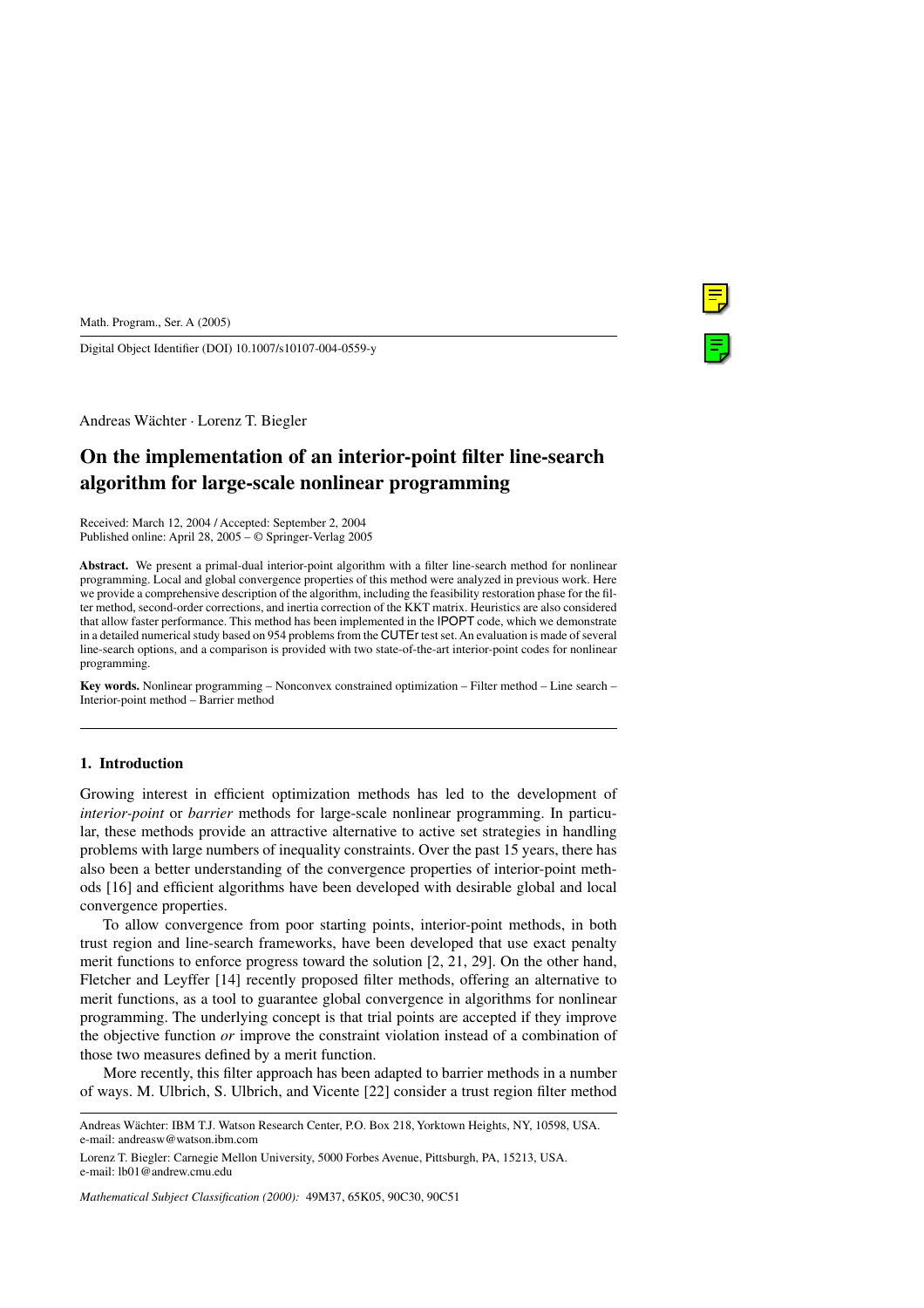Math. Program., Ser. A (2005)

Digital Object Identifier (DOI) 10.1007/s10107-004-0559-y

Andreas Wächter · Lorenz T. Biegler

# On the implementation of an interior-point filter line-search algorithm for large-scale nonlinear programming

Received: March 12, 2004 / Accepted: September 2, 2004
Published online: April 28, 2005 – © Springer-Verlag 2005

**Abstract.** We present a primal-dual interior-point algorithm with a filter line-search method for nonlinear programming. Local and global convergence properties of this method were analyzed in previous work. Here we provide a comprehensive description of the algorithm, including the feasibility restoration phase for the filter method, second-order corrections, and inertia correction of the KKT matrix. Heuristics are also considered that allow faster performance. This method has been implemented in the IPOPT code, which we demonstrate in a detailed numerical study based on 954 problems from the CUTEr test set. An evaluation is made of several line-search options, and a comparison is provided with two state-of-the-art interior-point codes for nonlinear programming.

**Key words.** Nonlinear programming – Nonconvex constrained optimization – Filter method – Line search – Interior-point method – Barrier method

## 1. Introduction

Growing interest in efficient optimization methods has led to the development of *interior-point* or *barrier* methods for large-scale nonlinear programming. In particular, these methods provide an attractive alternative to active set strategies in handling problems with large numbers of inequality constraints. Over the past 15 years, there has also been a better understanding of the convergence properties of interior-point methods [16] and efficient algorithms have been developed with desirable global and local convergence properties.

To allow convergence from poor starting points, interior-point methods, in both trust region and line-search frameworks, have been developed that use exact penalty merit functions to enforce progress toward the solution [2, 21, 29]. On the other hand, Fletcher and Leyffer [14] recently proposed filter methods, offering an alternative to merit functions, as a tool to guarantee global convergence in algorithms for nonlinear programming. The underlying concept is that trial points are accepted if they improve the objective function *or* improve the constraint violation instead of a combination of those two measures defined by a merit function.

More recently, this filter approach has been adapted to barrier methods in a number of ways. M. Ulbrich, S. Ulbrich, and Vicente [22] consider a trust region filter method

Andreas Wächter: IBM T.J. Watson Research Center, P.O. Box 218, Yorktown Heights, NY, 10598, USA. e-mail: andreasw@watson.ibm.com

Lorenz T. Biegler: Carnegie Mellon University, 5000 Forbes Avenue, Pittsburgh, PA, 15213, USA. e-mail: lb01@andrew.cmu.edu

*Mathematical Subject Classification (2000):* 49M37, 65K05, 90C30, 90C51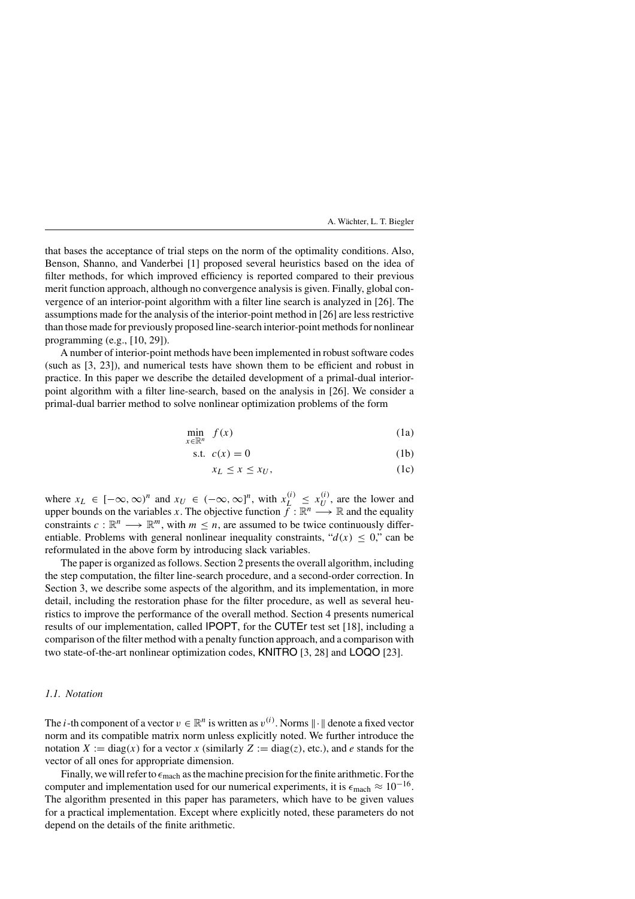that bases the acceptance of trial steps on the norm of the optimality conditions. Also, Benson, Shanno, and Vanderbei [1] proposed several heuristics based on the idea of filter methods, for which improved efficiency is reported compared to their previous merit function approach, although no convergence analysis is given. Finally, global convergence of an interior-point algorithm with a filter line search is analyzed in [26]. The assumptions made for the analysis of the interior-point method in [26] are less restrictive than those made for previously proposed line-search interior-point methods for nonlinear programming (e.g., [10, 29]).

A number of interior-point methods have been implemented in robust software codes (such as [3, 23]), and numerical tests have shown them to be efficient and robust in practice. In this paper we describe the detailed development of a primal-dual interior-point algorithm with a filter line-search, based on the analysis in [26]. We consider a primal-dual barrier method to solve nonlinear optimization problems of the form

$$\min_{x\in\mathbb{R}^n} \quad f(x) \tag{1a}$$

$$\text{s.t.} \quad c(x) = 0 \tag{1b}$$

$$x_L \leq x \leq x_U, \tag{1c}$$

where $x_L \in [-\infty, \infty)^n$ and $x_U \in (-\infty, \infty]^n$, with $x_L^{(i)} \leq x_U^{(i)}$, are the lower and upper bounds on the variables $x$. The objective function $f : \mathbb{R}^n \longrightarrow \mathbb{R}$ and the equality constraints $c : \mathbb{R}^n \longrightarrow \mathbb{R}^m$, with $m \leq n$, are assumed to be twice continuously differentiable. Problems with general nonlinear inequality constraints, "$d(x) \leq 0$," can be reformulated in the above form by introducing slack variables.

The paper is organized as follows. Section 2 presents the overall algorithm, including the step computation, the filter line-search procedure, and a second-order correction. In Section 3, we describe some aspects of the algorithm, and its implementation, in more detail, including the restoration phase for the filter procedure, as well as several heuristics to improve the performance of the overall method. Section 4 presents numerical results of our implementation, called IPOPT, for the CUTEr test set [18], including a comparison of the filter method with a penalty function approach, and a comparison with two state-of-the-art nonlinear optimization codes, KNITRO [3, 28] and LOQO [23].

### *1.1. Notation*

The $i$-th component of a vector $v \in \mathbb{R}^n$ is written as $v^{(i)}$. Norms $\|\cdot\|$ denote a fixed vector norm and its compatible matrix norm unless explicitly noted. We further introduce the notation $X := \text{diag}(x)$ for a vector $x$ (similarly $Z := \text{diag}(z)$, etc.), and $e$ stands for the vector of all ones for appropriate dimension.

Finally, we will refer to $\epsilon_{\text{mach}}$ as the machine precision for the finite arithmetic. For the computer and implementation used for our numerical experiments, it is $\epsilon_{\text{mach}} \approx 10^{-16}$. The algorithm presented in this paper has parameters, which have to be given values for a practical implementation. Except where explicitly noted, these parameters do not depend on the details of the finite arithmetic.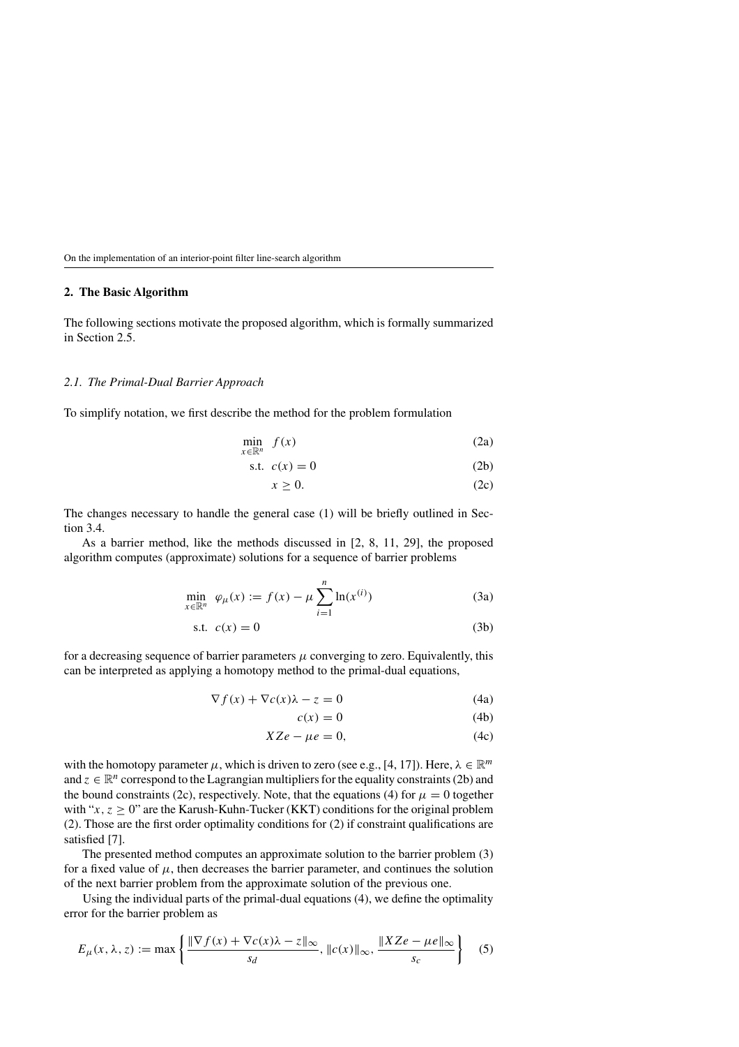## 2. The Basic Algorithm

The following sections motivate the proposed algorithm, which is formally summarized in Section 2.5.

### *2.1. The Primal-Dual Barrier Approach*

To simplify notation, we first describe the method for the problem formulation

$$\min_{x \in \mathbb{R}^n} \quad f(x) \tag{2a}$$

$$\text{s.t.} \quad c(x) = 0 \tag{2b}$$

$$x \geq 0. \tag{2c}$$

The changes necessary to handle the general case (1) will be briefly outlined in Section 3.4.

As a barrier method, like the methods discussed in [2, 8, 11, 29], the proposed algorithm computes (approximate) solutions for a sequence of barrier problems

$$\min_{x \in \mathbb{R}^n} \quad \varphi_\mu(x) := f(x) - \mu \sum_{i=1}^{n} \ln(x^{(i)}) \tag{3a}$$

$$\text{s.t.} \quad c(x) = 0 \tag{3b}$$

for a decreasing sequence of barrier parameters $\mu$ converging to zero. Equivalently, this can be interpreted as applying a homotopy method to the primal-dual equations,

$$\nabla f(x) + \nabla c(x)\lambda - z = 0 \tag{4a}$$

$$c(x) = 0 \tag{4b}$$

$$XZe - \mu e = 0, \tag{4c}$$

with the homotopy parameter $\mu$, which is driven to zero (see e.g., [4, 17]). Here, $\lambda \in \mathbb{R}^m$ and $z \in \mathbb{R}^n$ correspond to the Lagrangian multipliers for the equality constraints (2b) and the bound constraints (2c), respectively. Note, that the equations (4) for $\mu = 0$ together with "$x, z \geq 0$" are the Karush-Kuhn-Tucker (KKT) conditions for the original problem (2). Those are the first order optimality conditions for (2) if constraint qualifications are satisfied [7].

The presented method computes an approximate solution to the barrier problem (3) for a fixed value of $\mu$, then decreases the barrier parameter, and continues the solution of the next barrier problem from the approximate solution of the previous one.

Using the individual parts of the primal-dual equations (4), we define the optimality error for the barrier problem as

$$E_\mu(x, \lambda, z) := \max \left\{ \frac{\|\nabla f(x) + \nabla c(x)\lambda - z\|_\infty}{s_d}, \|c(x)\|_\infty, \frac{\|XZe - \mu e\|_\infty}{s_c} \right\} \tag{5}$$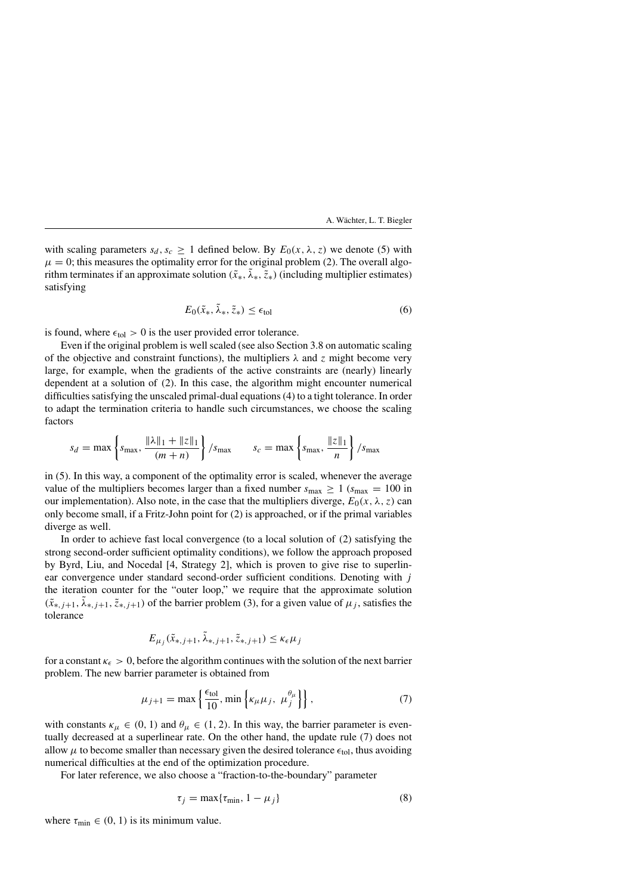with scaling parameters $s_d, s_c \geq 1$ defined below. By $E_0(x, \lambda, z)$ we denote (5) with $\mu = 0$; this measures the optimality error for the original problem (2). The overall algorithm terminates if an approximate solution $(\tilde{x}_*, \tilde{\lambda}_*, \tilde{z}_*)$ (including multiplier estimates) satisfying

$$E_0(\tilde{x}_*, \tilde{\lambda}_*, \tilde{z}_*) \leq \epsilon_{\text{tol}} \tag{6}$$

is found, where $\epsilon_{\text{tol}} > 0$ is the user provided error tolerance.

Even if the original problem is well scaled (see also Section 3.8 on automatic scaling of the objective and constraint functions), the multipliers $\lambda$ and $z$ might become very large, for example, when the gradients of the active constraints are (nearly) linearly dependent at a solution of (2). In this case, the algorithm might encounter numerical difficulties satisfying the unscaled primal-dual equations (4) to a tight tolerance. In order to adapt the termination criteria to handle such circumstances, we choose the scaling factors

$$s_d = \max\left\{s_{\max}, \frac{\|\lambda\|_1 + \|z\|_1}{(m+n)}\right\} / s_{\max} \qquad s_c = \max\left\{s_{\max}, \frac{\|z\|_1}{n}\right\} / s_{\max}$$

in (5). In this way, a component of the optimality error is scaled, whenever the average value of the multipliers becomes larger than a fixed number $s_{\max} \geq 1$ ($s_{\max} = 100$ in our implementation). Also note, in the case that the multipliers diverge, $E_0(x, \lambda, z)$ can only become small, if a Fritz-John point for (2) is approached, or if the primal variables diverge as well.

In order to achieve fast local convergence (to a local solution of (2) satisfying the strong second-order sufficient optimality conditions), we follow the approach proposed by Byrd, Liu, and Nocedal [4, Strategy 2], which is proven to give rise to superlinear convergence under standard second-order sufficient conditions. Denoting with $j$ the iteration counter for the "outer loop," we require that the approximate solution $(\tilde{x}_{*,j+1}, \tilde{\lambda}_{*,j+1}, \tilde{z}_{*,j+1})$ of the barrier problem (3), for a given value of $\mu_j$, satisfies the tolerance

$$E_{\mu_j}(\tilde{x}_{*,j+1}, \tilde{\lambda}_{*,j+1}, \tilde{z}_{*,j+1}) \leq \kappa_\epsilon \mu_j$$

for a constant $\kappa_\epsilon > 0$, before the algorithm continues with the solution of the next barrier problem. The new barrier parameter is obtained from

$$\mu_{j+1} = \max\left\{\frac{\epsilon_{\text{tol}}}{10}, \min\left\{\kappa_\mu \mu_j,\ \mu_j^{\theta_\mu}\right\}\right\}, \tag{7}$$

with constants $\kappa_\mu \in (0, 1)$ and $\theta_\mu \in (1, 2)$. In this way, the barrier parameter is eventually decreased at a superlinear rate. On the other hand, the update rule (7) does not allow $\mu$ to become smaller than necessary given the desired tolerance $\epsilon_{\text{tol}}$, thus avoiding numerical difficulties at the end of the optimization procedure.

For later reference, we also choose a "fraction-to-the-boundary" parameter

$$\tau_j = \max\{\tau_{\min}, 1 - \mu_j\} \tag{8}$$

where $\tau_{\min} \in (0, 1)$ is its minimum value.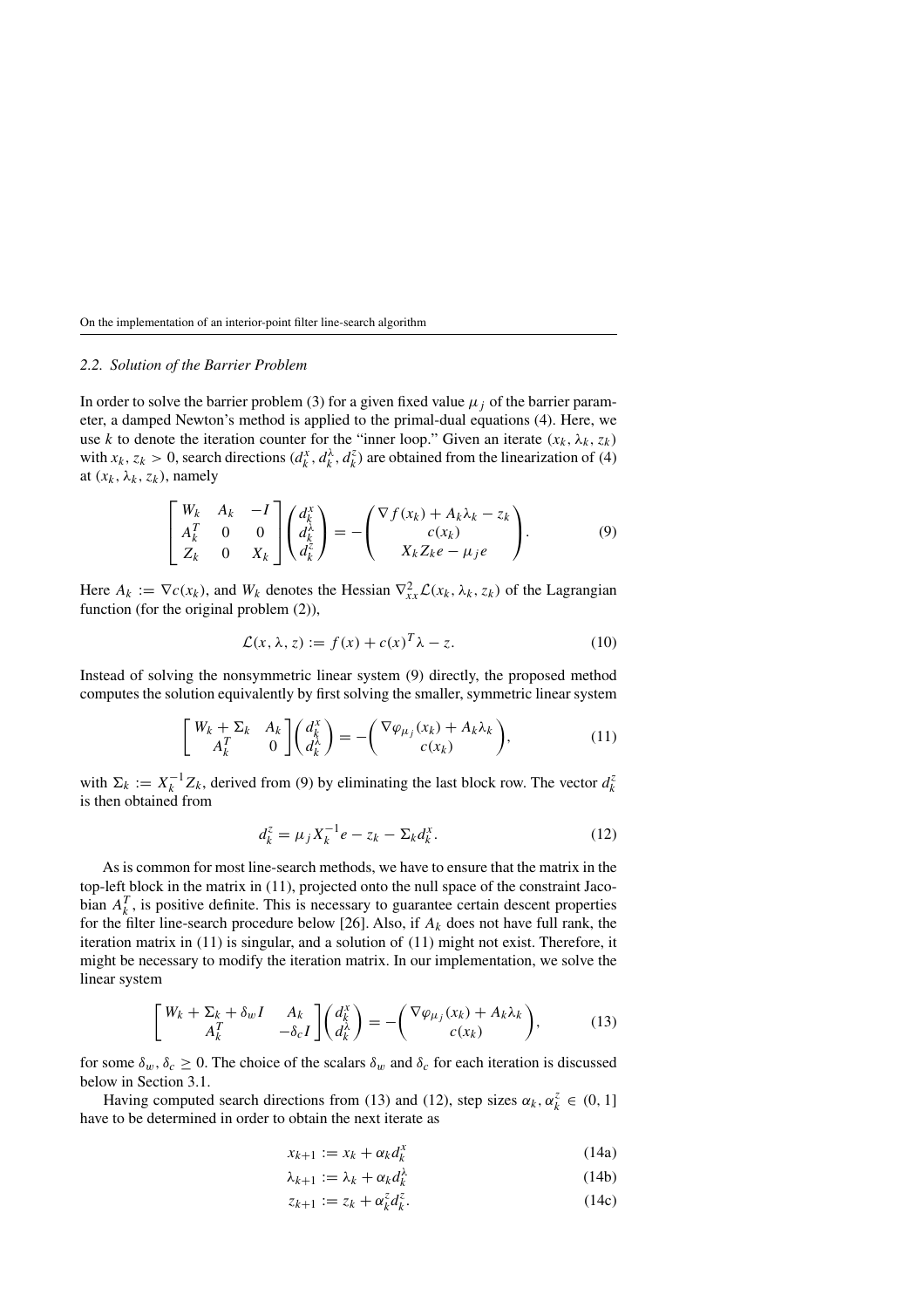### 2.2. Solution of the Barrier Problem

In order to solve the barrier problem (3) for a given fixed value $\mu_j$ of the barrier parameter, a damped Newton's method is applied to the primal-dual equations (4). Here, we use $k$ to denote the iteration counter for the "inner loop." Given an iterate $(x_k, \lambda_k, z_k)$ with $x_k, z_k > 0$, search directions $(d_k^x, d_k^\lambda, d_k^z)$ are obtained from the linearization of (4) at $(x_k, \lambda_k, z_k)$, namely

$$
\begin{bmatrix} W_k & A_k & -I \\ A_k^T & 0 & 0 \\ Z_k & 0 & X_k \end{bmatrix} \begin{pmatrix} d_k^x \\ d_k^\lambda \\ d_k^z \end{pmatrix} = - \begin{pmatrix} \nabla f(x_k) + A_k \lambda_k - z_k \\ c(x_k) \\ X_k Z_k e - \mu_j e \end{pmatrix}. \tag{9}
$$

Here $A_k := \nabla c(x_k)$, and $W_k$ denotes the Hessian $\nabla_{xx}^2 \mathcal{L}(x_k, \lambda_k, z_k)$ of the Lagrangian function (for the original problem (2)),

$$
\mathcal{L}(x, \lambda, z) := f(x) + c(x)^T \lambda - z. \tag{10}
$$

Instead of solving the nonsymmetric linear system (9) directly, the proposed method computes the solution equivalently by first solving the smaller, symmetric linear system

$$
\begin{bmatrix} W_k + \Sigma_k & A_k \\ A_k^T & 0 \end{bmatrix} \begin{pmatrix} d_k^x \\ d_k^\lambda \end{pmatrix} = - \begin{pmatrix} \nabla \varphi_{\mu_j}(x_k) + A_k \lambda_k \\ c(x_k) \end{pmatrix}, \tag{11}
$$

with $\Sigma_k := X_k^{-1} Z_k$, derived from (9) by eliminating the last block row. The vector $d_k^z$ is then obtained from

$$
d_k^z = \mu_j X_k^{-1} e - z_k - \Sigma_k d_k^x. \tag{12}
$$

As is common for most line-search methods, we have to ensure that the matrix in the top-left block in the matrix in (11), projected onto the null space of the constraint Jacobian $A_k^T$, is positive definite. This is necessary to guarantee certain descent properties for the filter line-search procedure below [26]. Also, if $A_k$ does not have full rank, the iteration matrix in (11) is singular, and a solution of (11) might not exist. Therefore, it might be necessary to modify the iteration matrix. In our implementation, we solve the linear system

$$
\begin{bmatrix} W_k + \Sigma_k + \delta_w I & A_k \\ A_k^T & -\delta_c I \end{bmatrix} \begin{pmatrix} d_k^x \\ d_k^\lambda \end{pmatrix} = - \begin{pmatrix} \nabla \varphi_{\mu_j}(x_k) + A_k \lambda_k \\ c(x_k) \end{pmatrix}, \tag{13}
$$

for some $\delta_w, \delta_c \geq 0$. The choice of the scalars $\delta_w$ and $\delta_c$ for each iteration is discussed below in Section 3.1.

Having computed search directions from (13) and (12), step sizes $\alpha_k, \alpha_k^z \in (0, 1]$ have to be determined in order to obtain the next iterate as

$$
x_{k+1} := x_k + \alpha_k d_k^x \tag{14a}
$$

$$
\lambda_{k+1} := \lambda_k + \alpha_k d_k^\lambda \tag{14b}
$$

$$
z_{k+1} := z_k + \alpha_k^z d_k^z. \tag{14c}
$$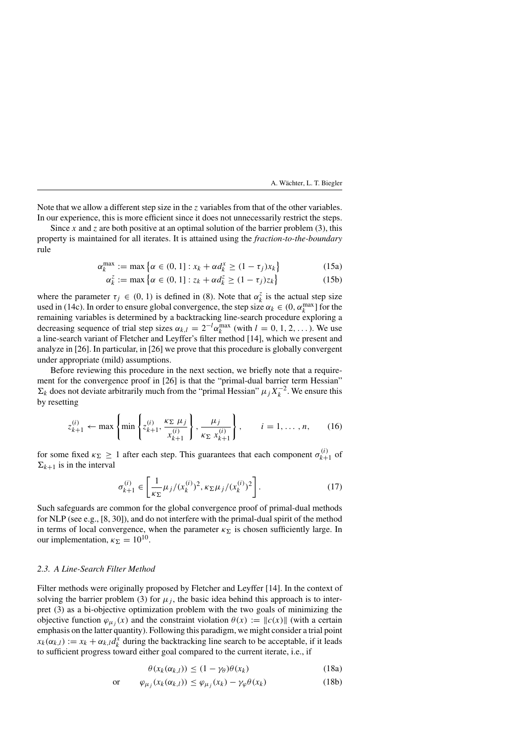Note that we allow a different step size in the $z$ variables from that of the other variables. In our experience, this is more efficient since it does not unnecessarily restrict the steps.

Since $x$ and $z$ are both positive at an optimal solution of the barrier problem (3), this property is maintained for all iterates. It is attained using the *fraction-to-the-boundary* rule

$$\alpha_k^{\max} := \max\left\{\alpha \in (0, 1] : x_k + \alpha d_k^x \geq (1 - \tau_j) x_k\right\} \tag{15a}$$

$$\alpha_k^z := \max\left\{\alpha \in (0, 1] : z_k + \alpha d_k^z \geq (1 - \tau_j) z_k\right\} \tag{15b}$$

where the parameter $\tau_j \in (0, 1)$ is defined in (8). Note that $\alpha_k^z$ is the actual step size used in (14c). In order to ensure global convergence, the step size $\alpha_k \in (0, \alpha_k^{\max}]$ for the remaining variables is determined by a backtracking line-search procedure exploring a decreasing sequence of trial step sizes $\alpha_{k,l} = 2^{-l}\alpha_k^{\max}$ (with $l = 0, 1, 2, \dots$). We use a line-search variant of Fletcher and Leyffer's filter method [14], which we present and analyze in [26]. In particular, in [26] we prove that this procedure is globally convergent under appropriate (mild) assumptions.

Before reviewing this procedure in the next section, we briefly note that a requirement for the convergence proof in [26] is that the "primal-dual barrier term Hessian" $\Sigma_k$ does not deviate arbitrarily much from the "primal Hessian" $\mu_j X_k^{-2}$. We ensure this by resetting

$$z_{k+1}^{(i)} \leftarrow \max\left\{\min\left\{z_{k+1}^{(i)}, \frac{\kappa_\Sigma\ \mu_j}{x_{k+1}^{(i)}}\right\}, \frac{\mu_j}{\kappa_\Sigma\ x_{k+1}^{(i)}}\right\}, \qquad i = 1, \dots, n, \tag{16}$$

for some fixed $\kappa_\Sigma \geq 1$ after each step. This guarantees that each component $\sigma_{k+1}^{(i)}$ of $\Sigma_{k+1}$ is in the interval

$$\sigma_{k+1}^{(i)} \in \left[\frac{1}{\kappa_\Sigma}\mu_j/(x_k^{(i)})^2, \kappa_\Sigma \mu_j/(x_k^{(i)})^2\right]. \tag{17}$$

Such safeguards are common for the global convergence proof of primal-dual methods for NLP (see e.g., [8, 30]), and do not interfere with the primal-dual spirit of the method in terms of local convergence, when the parameter $\kappa_\Sigma$ is chosen sufficiently large. In our implementation, $\kappa_\Sigma = 10^{10}$.

### 2.3. A Line-Search Filter Method

Filter methods were originally proposed by Fletcher and Leyffer [14]. In the context of solving the barrier problem (3) for $\mu_j$, the basic idea behind this approach is to interpret (3) as a bi-objective optimization problem with the two goals of minimizing the objective function $\varphi_{\mu_j}(x)$ and the constraint violation $\theta(x) := \|c(x)\|$ (with a certain emphasis on the latter quantity). Following this paradigm, we might consider a trial point $x_k(\alpha_{k,l}) := x_k + \alpha_{k,l} d_k^x$ during the backtracking line search to be acceptable, if it leads to sufficient progress toward either goal compared to the current iterate, i.e., if

$$\theta(x_k(\alpha_{k,l})) \leq (1 - \gamma_\theta)\theta(x_k) \tag{18a}$$

$$\text{or} \qquad \varphi_{\mu_j}(x_k(\alpha_{k,l})) \leq \varphi_{\mu_j}(x_k) - \gamma_\varphi \theta(x_k) \tag{18b}$$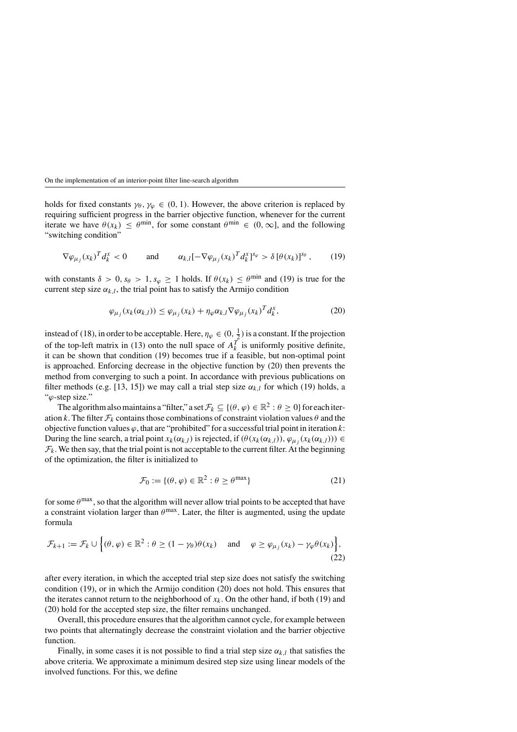holds for fixed constants $\gamma_\theta, \gamma_\varphi \in (0, 1)$. However, the above criterion is replaced by requiring sufficient progress in the barrier objective function, whenever for the current iterate we have $\theta(x_k) \leq \theta^{\min}$, for some constant $\theta^{\min} \in (0, \infty]$, and the following "switching condition"

$$\nabla\varphi_{\mu_j}(x_k)^T d_k^x < 0 \qquad \text{and} \qquad \alpha_{k,l}[-\nabla\varphi_{\mu_j}(x_k)^T d_k^x]^{s_\varphi} > \delta\,[\theta(x_k)]^{s_\theta}, \tag{19}$$

with constants $\delta > 0$, $s_\theta > 1$, $s_\varphi \geq 1$ holds. If $\theta(x_k) \leq \theta^{\min}$ and (19) is true for the current step size $\alpha_{k,l}$, the trial point has to satisfy the Armijo condition

$$\varphi_{\mu_j}(x_k(\alpha_{k,l})) \leq \varphi_{\mu_j}(x_k) + \eta_\varphi \alpha_{k,l} \nabla\varphi_{\mu_j}(x_k)^T d_k^x, \tag{20}$$

instead of (18), in order to be acceptable. Here, $\eta_\varphi \in (0, \frac{1}{2})$ is a constant. If the projection of the top-left matrix in (13) onto the null space of $A_k^T$ is uniformly positive definite, it can be shown that condition (19) becomes true if a feasible, but non-optimal point is approached. Enforcing decrease in the objective function by (20) then prevents the method from converging to such a point. In accordance with previous publications on filter methods (e.g. [13, 15]) we may call a trial step size $\alpha_{k,l}$ for which (19) holds, a "$\varphi$-step size."

The algorithm also maintains a "filter," a set $\mathcal{F}_k \subseteq \{(\theta, \varphi) \in \mathbb{R}^2 : \theta \geq 0\}$ for each iteration $k$. The filter $\mathcal{F}_k$ contains those combinations of constraint violation values $\theta$ and the objective function values $\varphi$, that are "prohibited" for a successful trial point in iteration $k$: During the line search, a trial point $x_k(\alpha_{k,l})$ is rejected, if $(\theta(x_k(\alpha_{k,l})), \varphi_{\mu_j}(x_k(\alpha_{k,l}))) \in \mathcal{F}_k$. We then say, that the trial point is not acceptable to the current filter. At the beginning of the optimization, the filter is initialized to

$$\mathcal{F}_0 := \{(\theta, \varphi) \in \mathbb{R}^2 : \theta \geq \theta^{\max}\} \tag{21}$$

for some $\theta^{\max}$, so that the algorithm will never allow trial points to be accepted that have a constraint violation larger than $\theta^{\max}$. Later, the filter is augmented, using the update formula

$$\mathcal{F}_{k+1} := \mathcal{F}_k \cup \Big\{(\theta, \varphi) \in \mathbb{R}^2 : \theta \geq (1 - \gamma_\theta)\theta(x_k) \quad \text{and} \quad \varphi \geq \varphi_{\mu_j}(x_k) - \gamma_\varphi \theta(x_k)\Big\}, \tag{22}$$

after every iteration, in which the accepted trial step size does not satisfy the switching condition (19), or in which the Armijo condition (20) does not hold. This ensures that the iterates cannot return to the neighborhood of $x_k$. On the other hand, if both (19) and (20) hold for the accepted step size, the filter remains unchanged.

Overall, this procedure ensures that the algorithm cannot cycle, for example between two points that alternatingly decrease the constraint violation and the barrier objective function.

Finally, in some cases it is not possible to find a trial step size $\alpha_{k,l}$ that satisfies the above criteria. We approximate a minimum desired step size using linear models of the involved functions. For this, we define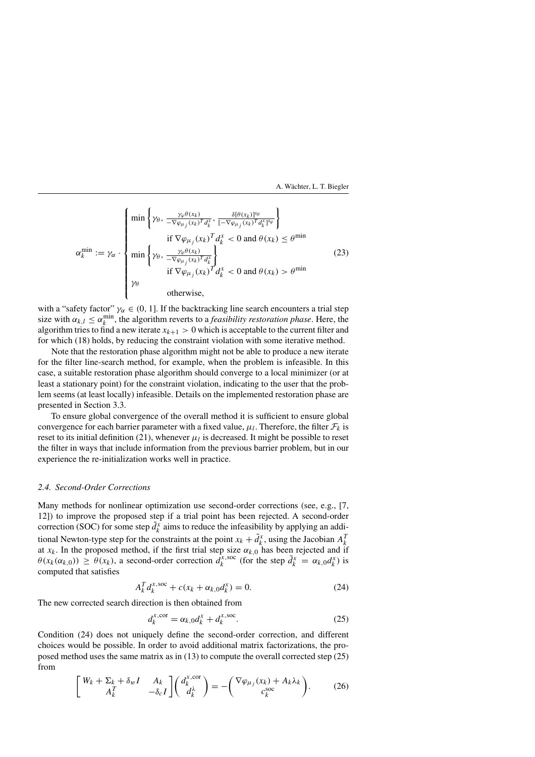$$
\alpha_k^{\min} := \gamma_\alpha \cdot \begin{cases} \min\left\{\gamma_\theta, \frac{\gamma_\varphi \theta(x_k)}{-\nabla\varphi_{\mu_j}(x_k)^T d_k^x}, \frac{\delta[\theta(x_k)]^{s_\theta}}{[-\nabla\varphi_{\mu_j}(x_k)^T d_k^x]^{s_\varphi}}\right\} \\ \qquad \text{if } \nabla\varphi_{\mu_j}(x_k)^T d_k^x < 0 \text{ and } \theta(x_k) \le \theta^{\min} \\ \min\left\{\gamma_\theta, \frac{\gamma_\varphi \theta(x_k)}{-\nabla\varphi_{\mu_j}(x_k)^T d_k^x}\right\} \\ \qquad \text{if } \nabla\varphi_{\mu_j}(x_k)^T d_k^x < 0 \text{ and } \theta(x_k) > \theta^{\min} \\ \gamma_\theta \\ \qquad \text{otherwise,} \end{cases} \tag{23}
$$

with a "safety factor" $\gamma_\alpha \in (0, 1]$. If the backtracking line search encounters a trial step size with $\alpha_{k,l} \le \alpha_k^{\min}$, the algorithm reverts to a *feasibility restoration phase*. Here, the algorithm tries to find a new iterate $x_{k+1} > 0$ which is acceptable to the current filter and for which (18) holds, by reducing the constraint violation with some iterative method.

Note that the restoration phase algorithm might not be able to produce a new iterate for the filter line-search method, for example, when the problem is infeasible. In this case, a suitable restoration phase algorithm should converge to a local minimizer (or at least a stationary point) for the constraint violation, indicating to the user that the problem seems (at least locally) infeasible. Details on the implemented restoration phase are presented in Section 3.3.

To ensure global convergence of the overall method it is sufficient to ensure global convergence for each barrier parameter with a fixed value, $\mu_l$. Therefore, the filter $\mathcal{F}_k$ is reset to its initial definition (21), whenever $\mu_l$ is decreased. It might be possible to reset the filter in ways that include information from the previous barrier problem, but in our experience the re-initialization works well in practice.

### 2.4. Second-Order Corrections

Many methods for nonlinear optimization use second-order corrections (see, e.g., [7, 12]) to improve the proposed step if a trial point has been rejected. A second-order correction (SOC) for some step $\tilde{d}_k^x$ aims to reduce the infeasibility by applying an additional Newton-type step for the constraints at the point $x_k + \tilde{d}_k^x$, using the Jacobian $A_k^T$ at $x_k$. In the proposed method, if the first trial step size $\alpha_{k,0}$ has been rejected and if $\theta(x_k(\alpha_{k,0})) \ge \theta(x_k)$, a second-order correction $d_k^{x,\text{soc}}$ (for the step $\tilde{d}_k^x = \alpha_{k,0} d_k^x$) is computed that satisfies

$$
A_k^T d_k^{x,\text{soc}} + c(x_k + \alpha_{k,0} d_k^x) = 0. \tag{24}
$$

The new corrected search direction is then obtained from

$$
d_k^{x,\text{cor}} = \alpha_{k,0} d_k^x + d_k^{x,\text{soc}}. \tag{25}
$$

Condition (24) does not uniquely define the second-order correction, and different choices would be possible. In order to avoid additional matrix factorizations, the proposed method uses the same matrix as in (13) to compute the overall corrected step (25) from

$$
\begin{bmatrix} W_k + \Sigma_k + \delta_w I & A_k \\ A_k^T & -\delta_c I \end{bmatrix} \begin{pmatrix} d_k^{x,\text{cor}} \\ d_k^\lambda \end{pmatrix} = -\begin{pmatrix} \nabla\varphi_{\mu_j}(x_k) + A_k \lambda_k \\ c_k^{\text{soc}} \end{pmatrix}. \tag{26}
$$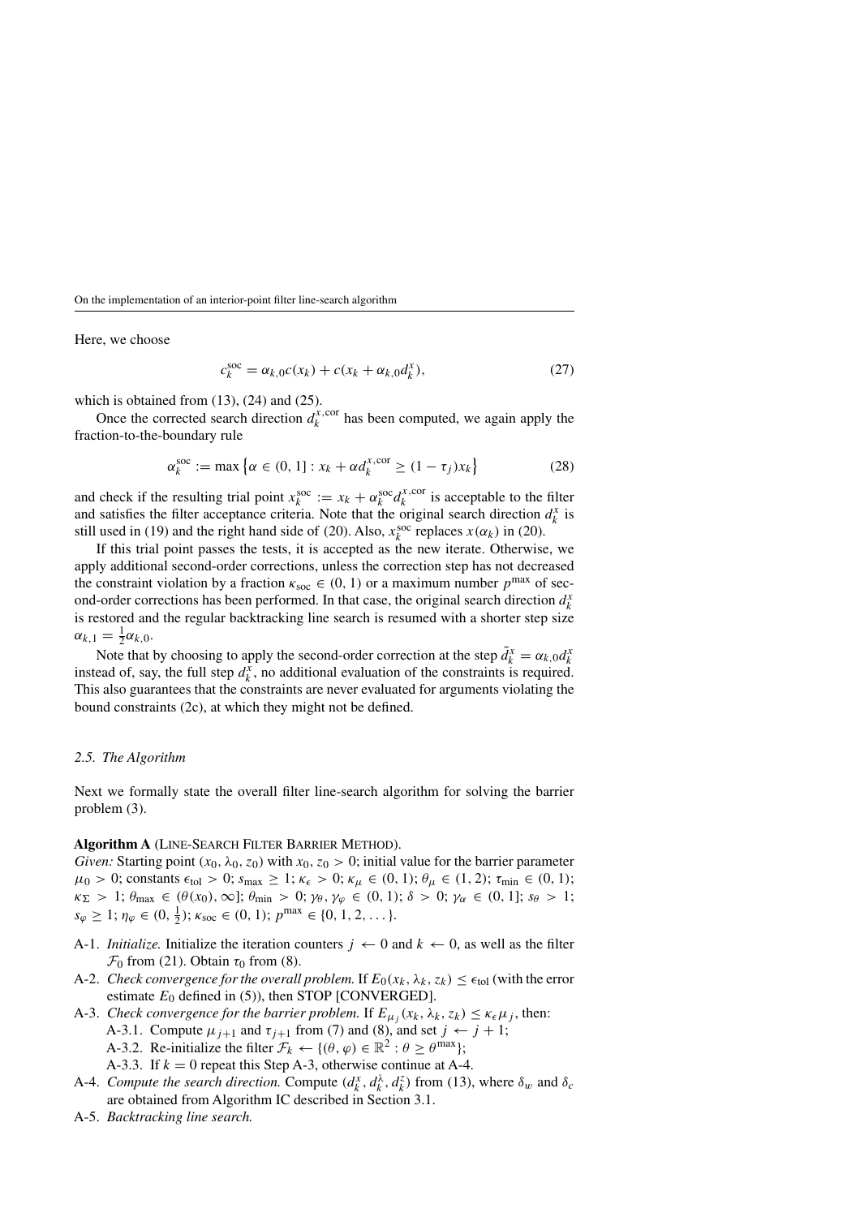Here, we choose

$$c_k^{\text{soc}} = \alpha_{k,0} c(x_k) + c(x_k + \alpha_{k,0} d_k^x), \tag{27}$$

which is obtained from (13), (24) and (25).

Once the corrected search direction $d_k^{x,\text{cor}}$ has been computed, we again apply the fraction-to-the-boundary rule

$$\alpha_k^{\text{soc}} := \max\left\{\alpha \in (0, 1] : x_k + \alpha d_k^{x,\text{cor}} \geq (1 - \tau_j) x_k\right\} \tag{28}$$

and check if the resulting trial point $x_k^{\text{soc}} := x_k + \alpha_k^{\text{soc}} d_k^{x,\text{cor}}$ is acceptable to the filter and satisfies the filter acceptance criteria. Note that the original search direction $d_k^x$ is still used in (19) and the right hand side of (20). Also, $x_k^{\text{soc}}$ replaces $x(\alpha_k)$ in (20).

If this trial point passes the tests, it is accepted as the new iterate. Otherwise, we apply additional second-order corrections, unless the correction step has not decreased the constraint violation by a fraction $\kappa_{\text{soc}} \in (0, 1)$ or a maximum number $p^{\max}$ of second-order corrections has been performed. In that case, the original search direction $d_k^x$ is restored and the regular backtracking line search is resumed with a shorter step size $\alpha_{k,1} = \frac{1}{2}\alpha_{k,0}$.

Note that by choosing to apply the second-order correction at the step $\tilde{d}_k^x = \alpha_{k,0} d_k^x$ instead of, say, the full step $d_k^x$, no additional evaluation of the constraints is required. This also guarantees that the constraints are never evaluated for arguments violating the bound constraints (2c), at which they might not be defined.

### *2.5. The Algorithm*

Next we formally state the overall filter line-search algorithm for solving the barrier problem (3).

**Algorithm A** (LINE-SEARCH FILTER BARRIER METHOD).

*Given:* Starting point $(x_0, \lambda_0, z_0)$ with $x_0, z_0 > 0$; initial value for the barrier parameter $\mu_0 > 0$; constants $\epsilon_{\text{tol}} > 0$; $s_{\max} \geq 1$; $\kappa_\epsilon > 0$; $\kappa_\mu \in (0, 1)$; $\theta_\mu \in (1, 2)$; $\tau_{\min} \in (0, 1)$; $\kappa_\Sigma > 1$; $\theta_{\max} \in (\theta(x_0), \infty]$; $\theta_{\min} > 0$; $\gamma_\theta, \gamma_\varphi \in (0, 1)$; $\delta > 0$; $\gamma_\alpha \in (0, 1]$; $s_\theta > 1$; $s_\varphi \geq 1$; $\eta_\varphi \in (0, \frac{1}{2})$; $\kappa_{\text{soc}} \in (0, 1)$; $p^{\max} \in \{0, 1, 2, \ldots\}$.

- A-1. *Initialize.* Initialize the iteration counters $j \leftarrow 0$ and $k \leftarrow 0$, as well as the filter $\mathcal{F}_0$ from (21). Obtain $\tau_0$ from (8).
- A-2. *Check convergence for the overall problem.* If $E_0(x_k, \lambda_k, z_k) \leq \epsilon_{\text{tol}}$ (with the error estimate $E_0$ defined in (5)), then STOP [CONVERGED].
- A-3. *Check convergence for the barrier problem.* If $E_{\mu_j}(x_k, \lambda_k, z_k) \leq \kappa_\epsilon \mu_j$, then:
  - A-3.1. Compute $\mu_{j+1}$ and $\tau_{j+1}$ from (7) and (8), and set $j \leftarrow j + 1$;
  - A-3.2. Re-initialize the filter $\mathcal{F}_k \leftarrow \{(\theta, \varphi) \in \mathbb{R}^2 : \theta \geq \theta^{\max}\}$;
  - A-3.3. If $k = 0$ repeat this Step A-3, otherwise continue at A-4.
- A-4. *Compute the search direction.* Compute $(d_k^x, d_k^\lambda, d_k^z)$ from (13), where $\delta_w$ and $\delta_c$ are obtained from Algorithm IC described in Section 3.1.
- A-5. *Backtracking line search.*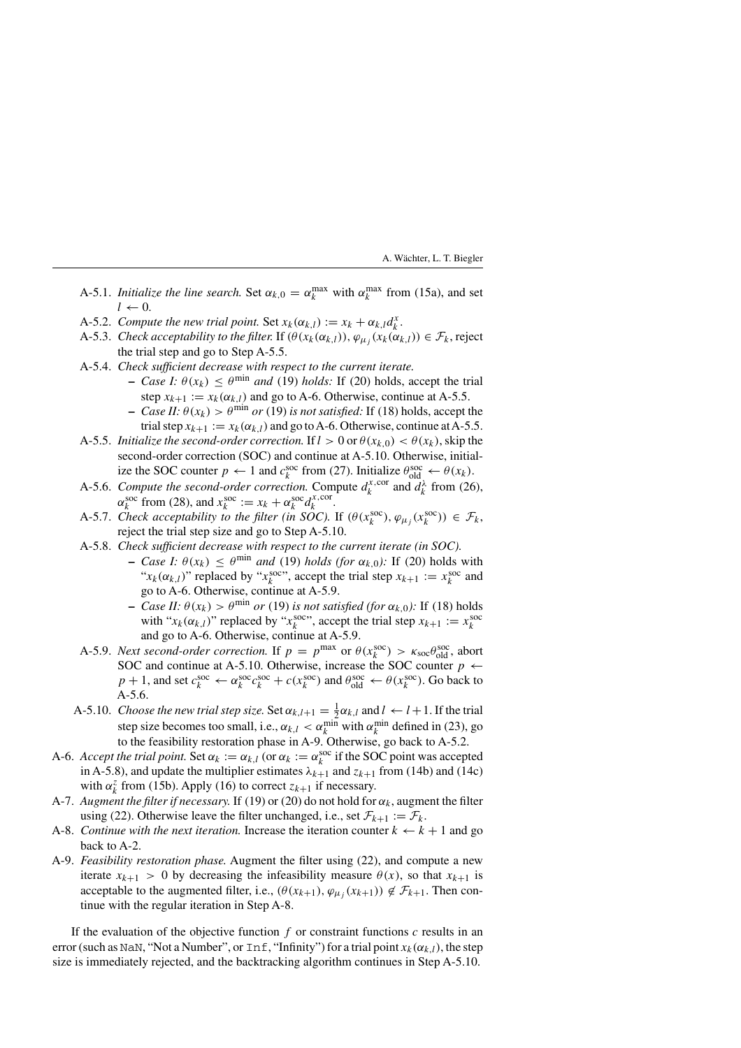A-5.1. *Initialize the line search.* Set $\alpha_{k,0} = \alpha_k^{\max}$ with $\alpha_k^{\max}$ from (15a), and set $l \leftarrow 0$.

A-5.2. *Compute the new trial point.* Set $x_k(\alpha_{k,l}) := x_k + \alpha_{k,l} d_k^x$.

A-5.3. *Check acceptability to the filter.* If $(\theta(x_k(\alpha_{k,l})), \varphi_{\mu_j}(x_k(\alpha_{k,l}))) \in \mathcal{F}_k$, reject the trial step and go to Step A-5.5.

A-5.4. *Check sufficient decrease with respect to the current iterate.*

- *Case I: $\theta(x_k) \le \theta^{\min}$ and* (19) *holds:* If (20) holds, accept the trial step $x_{k+1} := x_k(\alpha_{k,l})$ and go to A-6. Otherwise, continue at A-5.5.
- *Case II: $\theta(x_k) > \theta^{\min}$ or* (19) *is not satisfied:* If (18) holds, accept the trial step $x_{k+1} := x_k(\alpha_{k,l})$ and go to A-6. Otherwise, continue at A-5.5.

A-5.5. *Initialize the second-order correction.* If $l > 0$ or $\theta(x_{k,0}) < \theta(x_k)$, skip the second-order correction (SOC) and continue at A-5.10. Otherwise, initialize the SOC counter $p \leftarrow 1$ and $c_k^{\text{soc}}$ from (27). Initialize $\theta_{\text{old}}^{\text{soc}} \leftarrow \theta(x_k)$.

A-5.6. *Compute the second-order correction.* Compute $d_k^{x,\text{cor}}$ and $d_k^\lambda$ from (26), $\alpha_k^{\text{soc}}$ from (28), and $x_k^{\text{soc}} := x_k + \alpha_k^{\text{soc}} d_k^{x,\text{cor}}$.

A-5.7. *Check acceptability to the filter (in SOC).* If $(\theta(x_k^{\text{soc}}), \varphi_{\mu_j}(x_k^{\text{soc}})) \in \mathcal{F}_k$, reject the trial step size and go to Step A-5.10.

A-5.8. *Check sufficient decrease with respect to the current iterate (in SOC).*

- *Case I: $\theta(x_k) \le \theta^{\min}$ and* (19) *holds (for $\alpha_{k,0}$):* If (20) holds with "$x_k(\alpha_{k,l})$" replaced by "$x_k^{\text{soc}}$", accept the trial step $x_{k+1} := x_k^{\text{soc}}$ and go to A-6. Otherwise, continue at A-5.9.
- *Case II: $\theta(x_k) > \theta^{\min}$ or* (19) *is not satisfied (for $\alpha_{k,0}$):* If (18) holds with "$x_k(\alpha_{k,l})$" replaced by "$x_k^{\text{soc}}$", accept the trial step $x_{k+1} := x_k^{\text{soc}}$ and go to A-6. Otherwise, continue at A-5.9.

A-5.9. *Next second-order correction.* If $p = p^{\max}$ or $\theta(x_k^{\text{soc}}) > \kappa_{\text{soc}} \theta_{\text{old}}^{\text{soc}}$, abort SOC and continue at A-5.10. Otherwise, increase the SOC counter $p \leftarrow p + 1$, and set $c_k^{\text{soc}} \leftarrow \alpha_k^{\text{soc}} c_k^{\text{soc}} + c(x_k^{\text{soc}})$ and $\theta_{\text{old}}^{\text{soc}} \leftarrow \theta(x_k^{\text{soc}})$. Go back to A-5.6.

A-5.10. *Choose the new trial step size.* Set $\alpha_{k,l+1} = \frac{1}{2}\alpha_{k,l}$ and $l \leftarrow l+1$. If the trial step size becomes too small, i.e., $\alpha_{k,l} < \alpha_k^{\min}$ with $\alpha_k^{\min}$ defined in (23), go to the feasibility restoration phase in A-9. Otherwise, go back to A-5.2.

A-6. *Accept the trial point.* Set $\alpha_k := \alpha_{k,l}$ (or $\alpha_k := \alpha_k^{\text{soc}}$ if the SOC point was accepted in A-5.8), and update the multiplier estimates $\lambda_{k+1}$ and $z_{k+1}$ from (14b) and (14c) with $\alpha_k^z$ from (15b). Apply (16) to correct $z_{k+1}$ if necessary.

A-7. *Augment the filter if necessary.* If (19) or (20) do not hold for $\alpha_k$, augment the filter using (22). Otherwise leave the filter unchanged, i.e., set $\mathcal{F}_{k+1} := \mathcal{F}_k$.

A-8. *Continue with the next iteration.* Increase the iteration counter $k \leftarrow k + 1$ and go back to A-2.

A-9. *Feasibility restoration phase.* Augment the filter using (22), and compute a new iterate $x_{k+1} > 0$ by decreasing the infeasibility measure $\theta(x)$, so that $x_{k+1}$ is acceptable to the augmented filter, i.e., $(\theta(x_{k+1}), \varphi_{\mu_j}(x_{k+1})) \notin \mathcal{F}_{k+1}$. Then continue with the regular iteration in Step A-8.

If the evaluation of the objective function $f$ or constraint functions $c$ results in an error (such as `NaN`, "Not a Number", or `Inf`, "Infinity") for a trial point $x_k(\alpha_{k,l})$, the step size is immediately rejected, and the backtracking algorithm continues in Step A-5.10.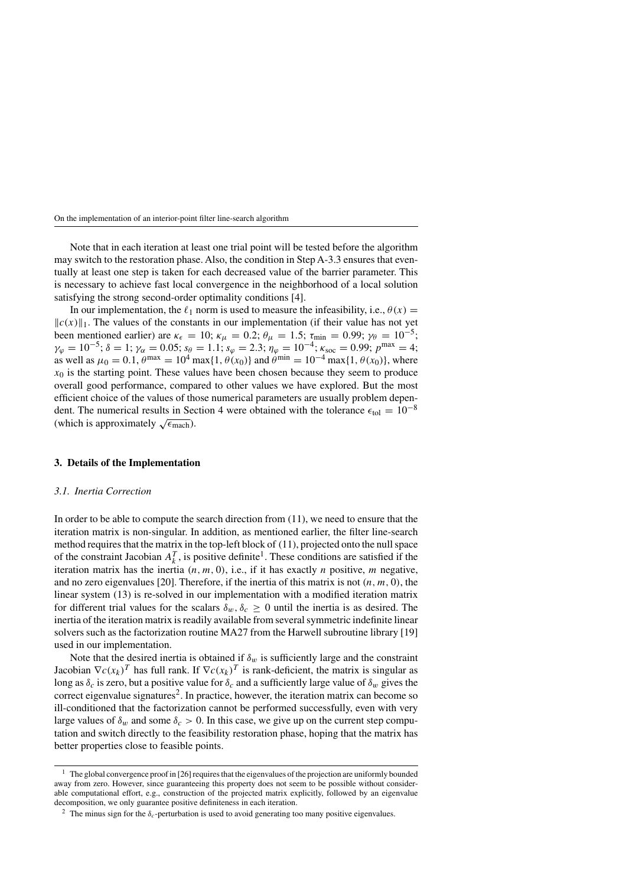Note that in each iteration at least one trial point will be tested before the algorithm may switch to the restoration phase. Also, the condition in Step A-3.3 ensures that eventually at least one step is taken for each decreased value of the barrier parameter. This is necessary to achieve fast local convergence in the neighborhood of a local solution satisfying the strong second-order optimality conditions [4].

In our implementation, the $\ell_1$ norm is used to measure the infeasibility, i.e., $\theta(x) = \|c(x)\|_1$. The values of the constants in our implementation (if their value has not yet been mentioned earlier) are $\kappa_\epsilon = 10$; $\kappa_\mu = 0.2$; $\theta_\mu = 1.5$; $\tau_{\min} = 0.99$; $\gamma_\theta = 10^{-5}$; $\gamma_\varphi = 10^{-5}$; $\delta = 1$; $\gamma_\alpha = 0.05$; $s_\theta = 1.1$; $s_\varphi = 2.3$; $\eta_\varphi = 10^{-4}$; $\kappa_{\mathrm{soc}} = 0.99$; $p^{\max} = 4$; as well as $\mu_0 = 0.1$, $\theta^{\max} = 10^4 \max\{1, \theta(x_0)\}$ and $\theta^{\min} = 10^{-4} \max\{1, \theta(x_0)\}$, where $x_0$ is the starting point. These values have been chosen because they seem to produce overall good performance, compared to other values we have explored. But the most efficient choice of the values of those numerical parameters are usually problem dependent. The numerical results in Section 4 were obtained with the tolerance $\epsilon_{\mathrm{tol}} = 10^{-8}$ (which is approximately $\sqrt{\epsilon_{\mathrm{mach}}}$).

## 3. Details of the Implementation

### *3.1. Inertia Correction*

In order to be able to compute the search direction from (11), we need to ensure that the iteration matrix is non-singular. In addition, as mentioned earlier, the filter line-search method requires that the matrix in the top-left block of (11), projected onto the null space of the constraint Jacobian $A_k^T$, is positive definite[1]. These conditions are satisfied if the iteration matrix has the inertia $(n, m, 0)$, i.e., if it has exactly $n$ positive, $m$ negative, and no zero eigenvalues [20]. Therefore, if the inertia of this matrix is not $(n, m, 0)$, the linear system (13) is re-solved in our implementation with a modified iteration matrix for different trial values for the scalars $\delta_w, \delta_c \geq 0$ until the inertia is as desired. The inertia of the iteration matrix is readily available from several symmetric indefinite linear solvers such as the factorization routine MA27 from the Harwell subroutine library [19] used in our implementation.

Note that the desired inertia is obtained if $\delta_w$ is sufficiently large and the constraint Jacobian $\nabla c(x_k)^T$ has full rank. If $\nabla c(x_k)^T$ is rank-deficient, the matrix is singular as long as $\delta_c$ is zero, but a positive value for $\delta_c$ and a sufficiently large value of $\delta_w$ gives the correct eigenvalue signatures[2]. In practice, however, the iteration matrix can become so ill-conditioned that the factorization cannot be performed successfully, even with very large values of $\delta_w$ and some $\delta_c > 0$. In this case, we give up on the current step computation and switch directly to the feasibility restoration phase, hoping that the matrix has better properties close to feasible points.

[1] The global convergence proof in [26] requires that the eigenvalues of the projection are uniformly bounded away from zero. However, since guaranteeing this property does not seem to be possible without considerable computational effort, e.g., construction of the projected matrix explicitly, followed by an eigenvalue decomposition, we only guarantee positive definiteness in each iteration.

[2] The minus sign for the $\delta_c$-perturbation is used to avoid generating too many positive eigenvalues.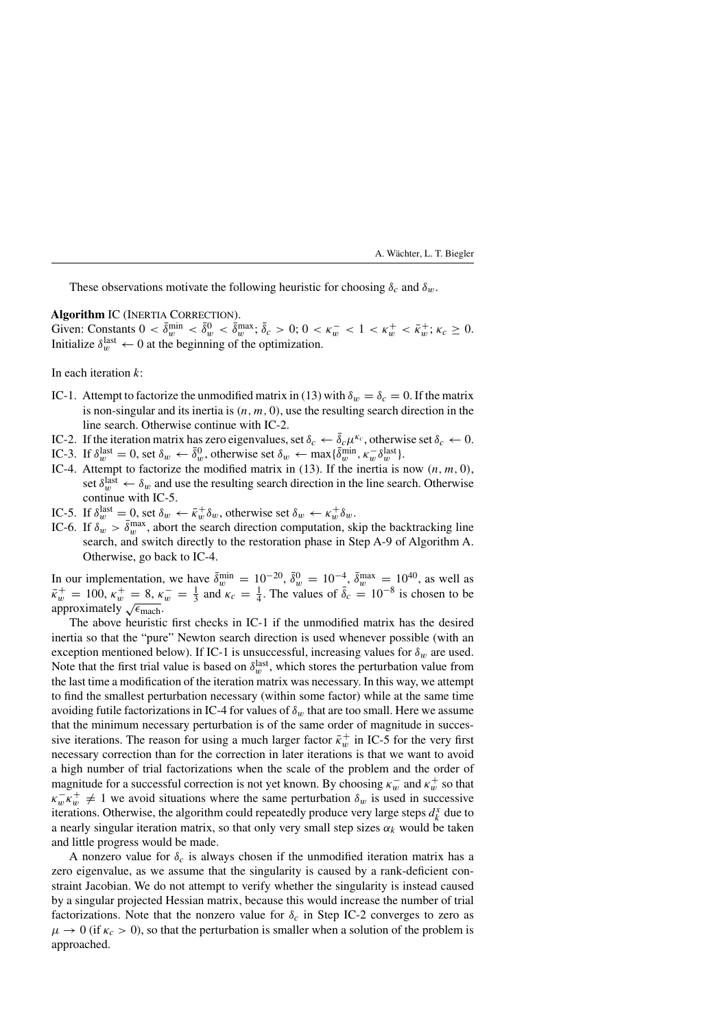These observations motivate the following heuristic for choosing $\delta_c$ and $\delta_w$.

**Algorithm** IC (INERTIA CORRECTION).
Given: Constants $0 < \bar{\delta}_w^{\min} < \bar{\delta}_w^0 < \bar{\delta}_w^{\max}$; $\bar{\delta}_c > 0$; $0 < \kappa_w^- < 1 < \kappa_w^+ < \bar{\kappa}_w^+$; $\kappa_c \geq 0$. Initialize $\delta_w^{\text{last}} \leftarrow 0$ at the beginning of the optimization.

In each iteration $k$:

- IC-1. Attempt to factorize the unmodified matrix in (13) with $\delta_w = \delta_c = 0$. If the matrix is non-singular and its inertia is $(n, m, 0)$, use the resulting search direction in the line search. Otherwise continue with IC-2.
- IC-2. If the iteration matrix has zero eigenvalues, set $\delta_c \leftarrow \bar{\delta}_c \mu^{\kappa_c}$, otherwise set $\delta_c \leftarrow 0$.
- IC-3. If $\delta_w^{\text{last}} = 0$, set $\delta_w \leftarrow \bar{\delta}_w^0$, otherwise set $\delta_w \leftarrow \max\{\bar{\delta}_w^{\min}, \kappa_w^- \delta_w^{\text{last}}\}$.
- IC-4. Attempt to factorize the modified matrix in (13). If the inertia is now $(n, m, 0)$, set $\delta_w^{\text{last}} \leftarrow \delta_w$ and use the resulting search direction in the line search. Otherwise continue with IC-5.
- IC-5. If $\delta_w^{\text{last}} = 0$, set $\delta_w \leftarrow \bar{\kappa}_w^+ \delta_w$, otherwise set $\delta_w \leftarrow \kappa_w^+ \delta_w$.
- IC-6. If $\delta_w > \bar{\delta}_w^{\max}$, abort the search direction computation, skip the backtracking line search, and switch directly to the restoration phase in Step A-9 of Algorithm A. Otherwise, go back to IC-4.

In our implementation, we have $\bar{\delta}_w^{\min} = 10^{-20}$, $\bar{\delta}_w^0 = 10^{-4}$, $\bar{\delta}_w^{\max} = 10^{40}$, as well as $\bar{\kappa}_w^+ = 100$, $\kappa_w^+ = 8$, $\kappa_w^- = \frac{1}{3}$ and $\kappa_c = \frac{1}{4}$. The values of $\bar{\delta}_c = 10^{-8}$ is chosen to be approximately $\sqrt{\epsilon_{\text{mach}}}$.

The above heuristic first checks in IC-1 if the unmodified matrix has the desired inertia so that the "pure" Newton search direction is used whenever possible (with an exception mentioned below). If IC-1 is unsuccessful, increasing values for $\delta_w$ are used. Note that the first trial value is based on $\delta_w^{\text{last}}$, which stores the perturbation value from the last time a modification of the iteration matrix was necessary. In this way, we attempt to find the smallest perturbation necessary (within some factor) while at the same time avoiding futile factorizations in IC-4 for values of $\delta_w$ that are too small. Here we assume that the minimum necessary perturbation is of the same order of magnitude in successive iterations. The reason for using a much larger factor $\bar{\kappa}_w^+$ in IC-5 for the very first necessary correction than for the correction in later iterations is that we want to avoid a high number of trial factorizations when the scale of the problem and the order of magnitude for a successful correction is not yet known. By choosing $\kappa_w^-$ and $\kappa_w^+$ so that $\kappa_w^- \kappa_w^+ \neq 1$ we avoid situations where the same perturbation $\delta_w$ is used in successive iterations. Otherwise, the algorithm could repeatedly produce very large steps $d_k^x$ due to a nearly singular iteration matrix, so that only very small step sizes $\alpha_k$ would be taken and little progress would be made.

A nonzero value for $\delta_c$ is always chosen if the unmodified iteration matrix has a zero eigenvalue, as we assume that the singularity is caused by a rank-deficient constraint Jacobian. We do not attempt to verify whether the singularity is instead caused by a singular projected Hessian matrix, because this would increase the number of trial factorizations. Note that the nonzero value for $\delta_c$ in Step IC-2 converges to zero as $\mu \to 0$ (if $\kappa_c > 0$), so that the perturbation is smaller when a solution of the problem is approached.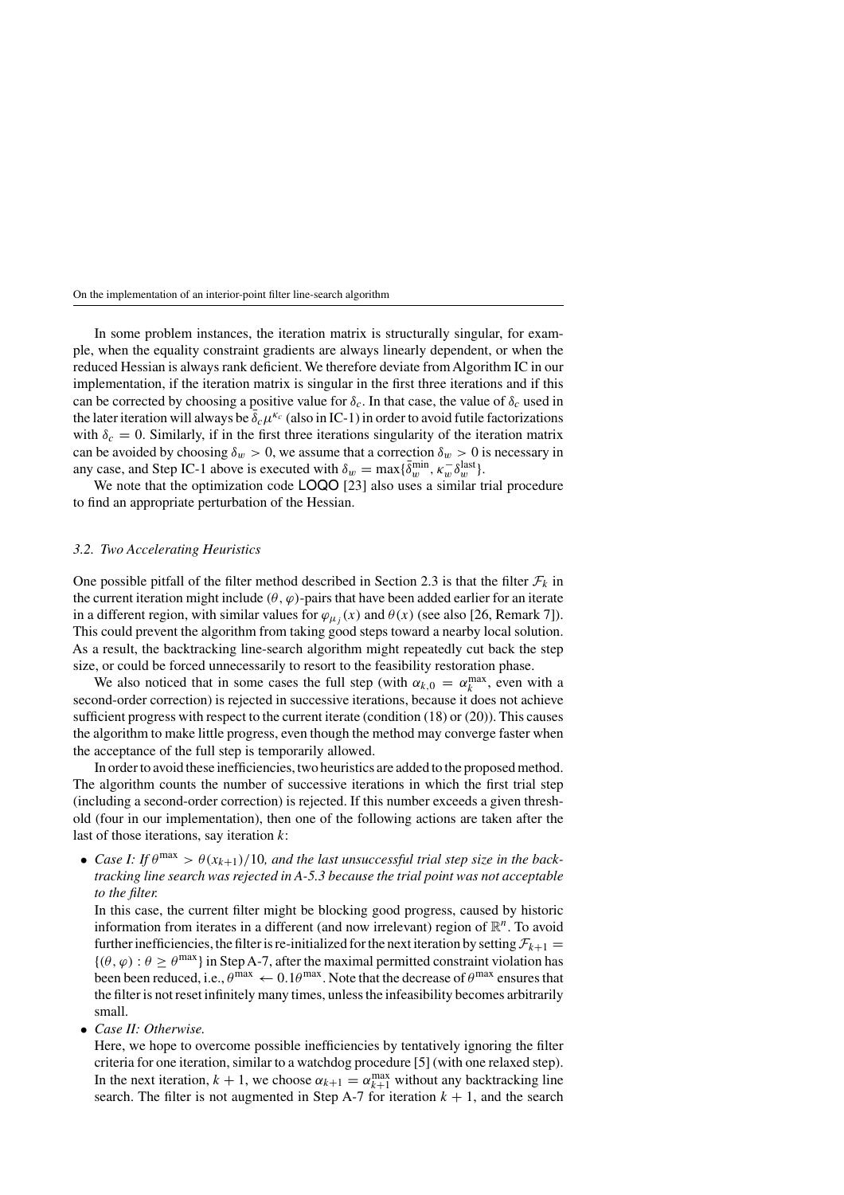In some problem instances, the iteration matrix is structurally singular, for example, when the equality constraint gradients are always linearly dependent, or when the reduced Hessian is always rank deficient. We therefore deviate from Algorithm IC in our implementation, if the iteration matrix is singular in the first three iterations and if this can be corrected by choosing a positive value for $\delta_c$. In that case, the value of $\delta_c$ used in the later iteration will always be $\bar{\delta}_c \mu^{\kappa_c}$ (also in IC-1) in order to avoid futile factorizations with $\delta_c = 0$. Similarly, if in the first three iterations singularity of the iteration matrix can be avoided by choosing $\delta_w > 0$, we assume that a correction $\delta_w > 0$ is necessary in any case, and Step IC-1 above is executed with $\delta_w = \max\{\bar{\delta}_w^{\min}, \kappa_w^- \delta_w^{\text{last}}\}$.

We note that the optimization code LOQO [23] also uses a similar trial procedure to find an appropriate perturbation of the Hessian.

### *3.2. Two Accelerating Heuristics*

One possible pitfall of the filter method described in Section 2.3 is that the filter $\mathcal{F}_k$ in the current iteration might include $(\theta, \varphi)$-pairs that have been added earlier for an iterate in a different region, with similar values for $\varphi_{\mu_j}(x)$ and $\theta(x)$ (see also [26, Remark 7]). This could prevent the algorithm from taking good steps toward a nearby local solution. As a result, the backtracking line-search algorithm might repeatedly cut back the step size, or could be forced unnecessarily to resort to the feasibility restoration phase.

We also noticed that in some cases the full step (with $\alpha_{k,0} = \alpha_k^{\max}$, even with a second-order correction) is rejected in successive iterations, because it does not achieve sufficient progress with respect to the current iterate (condition (18) or (20)). This causes the algorithm to make little progress, even though the method may converge faster when the acceptance of the full step is temporarily allowed.

In order to avoid these inefficiencies, two heuristics are added to the proposed method. The algorithm counts the number of successive iterations in which the first trial step (including a second-order correction) is rejected. If this number exceeds a given threshold (four in our implementation), then one of the following actions are taken after the last of those iterations, say iteration $k$:

- *Case I: If $\theta^{\max} > \theta(x_{k+1})/10$, and the last unsuccessful trial step size in the backtracking line search was rejected in A-5.3 because the trial point was not acceptable to the filter.*

  In this case, the current filter might be blocking good progress, caused by historic information from iterates in a different (and now irrelevant) region of $\mathbb{R}^n$. To avoid further inefficiencies, the filter is re-initialized for the next iteration by setting $\mathcal{F}_{k+1} = \{(\theta, \varphi) : \theta \geq \theta^{\max}\}$ in Step A-7, after the maximal permitted constraint violation has been been reduced, i.e., $\theta^{\max} \leftarrow 0.1\theta^{\max}$. Note that the decrease of $\theta^{\max}$ ensures that the filter is not reset infinitely many times, unless the infeasibility becomes arbitrarily small.

- *Case II: Otherwise.*

  Here, we hope to overcome possible inefficiencies by tentatively ignoring the filter criteria for one iteration, similar to a watchdog procedure [5] (with one relaxed step). In the next iteration, $k+1$, we choose $\alpha_{k+1} = \alpha_{k+1}^{\max}$ without any backtracking line search. The filter is not augmented in Step A-7 for iteration $k+1$, and the search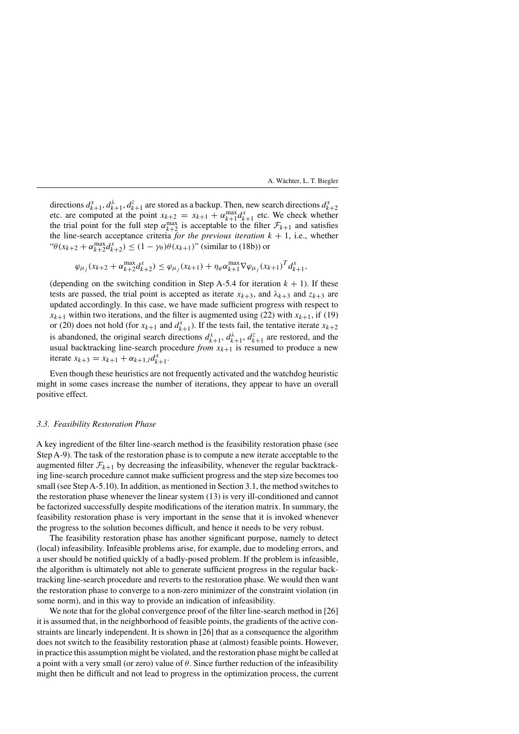directions $d^x_{k+1}, d^\lambda_{k+1}, d^z_{k+1}$ are stored as a backup. Then, new search directions $d^x_{k+2}$ etc. are computed at the point $x_{k+2} = x_{k+1} + \alpha^{\max}_{k+1} d^x_{k+1}$ etc. We check whether the trial point for the full step $\alpha^{\max}_{k+2}$ is acceptable to the filter $\mathcal{F}_{k+1}$ and satisfies the line-search acceptance criteria *for the previous iteration* $k+1$, i.e., whether "$\theta(x_{k+2} + \alpha^{\max}_{k+2} d^x_{k+2}) \le (1 - \gamma_\theta)\theta(x_{k+1})$" (similar to (18b)) or

$$\varphi_{\mu_j}(x_{k+2} + \alpha^{\max}_{k+2} d^x_{k+2}) \le \varphi_{\mu_j}(x_{k+1}) + \eta_\varphi \alpha^{\max}_{k+1} \nabla \varphi_{\mu_j}(x_{k+1})^T d^x_{k+1},$$

(depending on the switching condition in Step A-5.4 for iteration $k+1$). If these tests are passed, the trial point is accepted as iterate $x_{k+3}$, and $\lambda_{k+3}$ and $z_{k+3}$ are updated accordingly. In this case, we have made sufficient progress with respect to $x_{k+1}$ within two iterations, and the filter is augmented using (22) with $x_{k+1}$, if (19) or (20) does not hold (for $x_{k+1}$ and $d^x_{k+1}$). If the tests fail, the tentative iterate $x_{k+2}$ is abandoned, the original search directions $d^x_{k+1}$, $d^\lambda_{k+1}$, $d^z_{k+1}$ are restored, and the usual backtracking line-search procedure *from* $x_{k+1}$ is resumed to produce a new iterate $x_{k+3} = x_{k+1} + \alpha_{k+1,l} d^x_{k+1}$.

Even though these heuristics are not frequently activated and the watchdog heuristic might in some cases increase the number of iterations, they appear to have an overall positive effect.

### *3.3. Feasibility Restoration Phase*

A key ingredient of the filter line-search method is the feasibility restoration phase (see Step A-9). The task of the restoration phase is to compute a new iterate acceptable to the augmented filter $\mathcal{F}_{k+1}$ by decreasing the infeasibility, whenever the regular backtracking line-search procedure cannot make sufficient progress and the step size becomes too small (see Step A-5.10). In addition, as mentioned in Section 3.1, the method switches to the restoration phase whenever the linear system (13) is very ill-conditioned and cannot be factorized successfully despite modifications of the iteration matrix. In summary, the feasibility restoration phase is very important in the sense that it is invoked whenever the progress to the solution becomes difficult, and hence it needs to be very robust.

The feasibility restoration phase has another significant purpose, namely to detect (local) infeasibility. Infeasible problems arise, for example, due to modeling errors, and a user should be notified quickly of a badly-posed problem. If the problem is infeasible, the algorithm is ultimately not able to generate sufficient progress in the regular backtracking line-search procedure and reverts to the restoration phase. We would then want the restoration phase to converge to a non-zero minimizer of the constraint violation (in some norm), and in this way to provide an indication of infeasibility.

We note that for the global convergence proof of the filter line-search method in [26] it is assumed that, in the neighborhood of feasible points, the gradients of the active constraints are linearly independent. It is shown in [26] that as a consequence the algorithm does not switch to the feasibility restoration phase at (almost) feasible points. However, in practice this assumption might be violated, and the restoration phase might be called at a point with a very small (or zero) value of $\theta$. Since further reduction of the infeasibility might then be difficult and not lead to progress in the optimization process, the current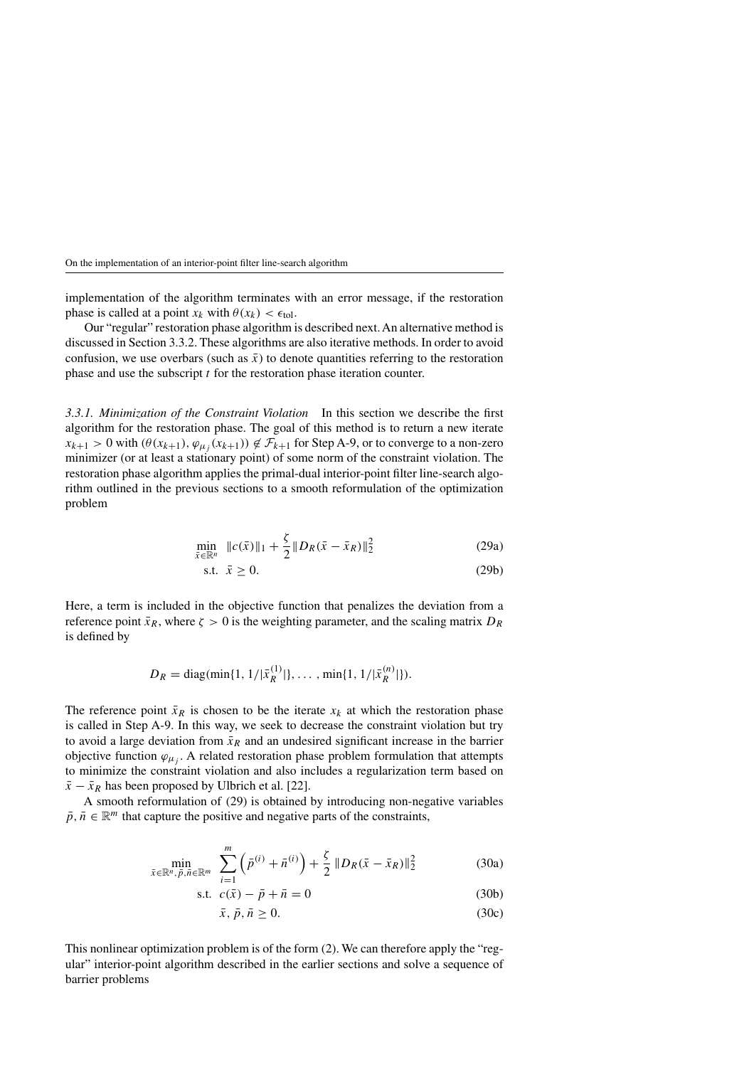implementation of the algorithm terminates with an error message, if the restoration phase is called at a point $x_k$ with $\theta(x_k) < \epsilon_{\text{tol}}$.

Our "regular" restoration phase algorithm is described next. An alternative method is discussed in Section 3.3.2. These algorithms are also iterative methods. In order to avoid confusion, we use overbars (such as $\bar{x}$) to denote quantities referring to the restoration phase and use the subscript $t$ for the restoration phase iteration counter.

*3.3.1. Minimization of the Constraint Violation* In this section we describe the first algorithm for the restoration phase. The goal of this method is to return a new iterate $x_{k+1} > 0$ with $(\theta(x_{k+1}), \varphi_{\mu_j}(x_{k+1})) \notin \mathcal{F}_{k+1}$ for Step A-9, or to converge to a non-zero minimizer (or at least a stationary point) of some norm of the constraint violation. The restoration phase algorithm applies the primal-dual interior-point filter line-search algorithm outlined in the previous sections to a smooth reformulation of the optimization problem

$$\min_{\bar{x}\in\mathbb{R}^n} \ \|c(\bar{x})\|_1 + \frac{\zeta}{2}\|D_R(\bar{x} - \bar{x}_R)\|_2^2 \tag{29a}$$

$$\text{s.t.} \ \ \bar{x} \geq 0. \tag{29b}$$

Here, a term is included in the objective function that penalizes the deviation from a reference point $\bar{x}_R$, where $\zeta > 0$ is the weighting parameter, and the scaling matrix $D_R$ is defined by

$$D_R = \text{diag}(\min\{1, 1/|\bar{x}_R^{(1)}|\}, \ldots, \min\{1, 1/|\bar{x}_R^{(n)}|\}).$$

The reference point $\bar{x}_R$ is chosen to be the iterate $x_k$ at which the restoration phase is called in Step A-9. In this way, we seek to decrease the constraint violation but try to avoid a large deviation from $\bar{x}_R$ and an undesired significant increase in the barrier objective function $\varphi_{\mu_j}$. A related restoration phase problem formulation that attempts to minimize the constraint violation and also includes a regularization term based on $\bar{x} - \bar{x}_R$ has been proposed by Ulbrich et al. [22].

A smooth reformulation of (29) is obtained by introducing non-negative variables $\bar{p}, \bar{n} \in \mathbb{R}^m$ that capture the positive and negative parts of the constraints,

$$\min_{\bar{x}\in\mathbb{R}^n, \bar{p}, \bar{n}\in\mathbb{R}^m} \ \sum_{i=1}^{m}\left(\bar{p}^{(i)} + \bar{n}^{(i)}\right) + \frac{\zeta}{2}\|D_R(\bar{x} - \bar{x}_R)\|_2^2 \tag{30a}$$

$$\text{s.t.} \ \ c(\bar{x}) - \bar{p} + \bar{n} = 0 \tag{30b}$$

$$\bar{x}, \bar{p}, \bar{n} \geq 0. \tag{30c}$$

This nonlinear optimization problem is of the form (2). We can therefore apply the "regular" interior-point algorithm described in the earlier sections and solve a sequence of barrier problems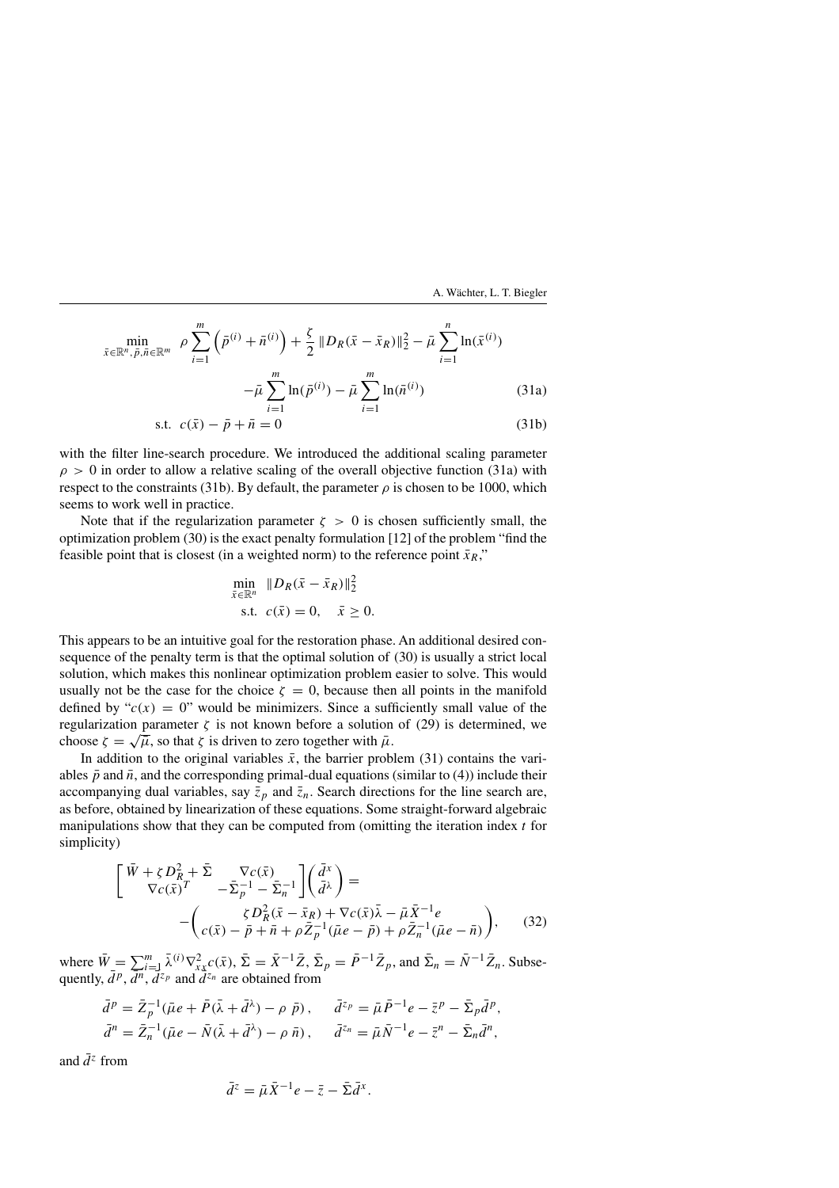$$
\begin{aligned}
\min_{\bar{x}\in\mathbb{R}^n,\bar{p},\bar{n}\in\mathbb{R}^m} \quad & \rho \sum_{i=1}^{m} \left(\bar{p}^{(i)} + \bar{n}^{(i)}\right) + \frac{\zeta}{2}\|D_R(\bar{x}-\bar{x}_R)\|_2^2 - \bar{\mu}\sum_{i=1}^{n}\ln(\bar{x}^{(i)}) \\
& \qquad - \bar{\mu}\sum_{i=1}^{m}\ln(\bar{p}^{(i)}) - \bar{\mu}\sum_{i=1}^{m}\ln(\bar{n}^{(i)}) \qquad (31a) \\
\text{s.t.} \quad & c(\bar{x}) - \bar{p} + \bar{n} = 0 \qquad (31b)
\end{aligned}
$$

with the filter line-search procedure. We introduced the additional scaling parameter $\rho > 0$ in order to allow a relative scaling of the overall objective function (31a) with respect to the constraints (31b). By default, the parameter $\rho$ is chosen to be 1000, which seems to work well in practice.

Note that if the regularization parameter $\zeta > 0$ is chosen sufficiently small, the optimization problem (30) is the exact penalty formulation [12] of the problem "find the feasible point that is closest (in a weighted norm) to the reference point $\bar{x}_R$,"

$$
\begin{aligned}
\min_{\bar{x}\in\mathbb{R}^n} \quad & \|D_R(\bar{x}-\bar{x}_R)\|_2^2 \\
\text{s.t.} \quad & c(\bar{x}) = 0, \quad \bar{x} \geq 0.
\end{aligned}
$$

This appears to be an intuitive goal for the restoration phase. An additional desired consequence of the penalty term is that the optimal solution of (30) is usually a strict local solution, which makes this nonlinear optimization problem easier to solve. This would usually not be the case for the choice $\zeta = 0$, because then all points in the manifold defined by "$c(x) = 0$" would be minimizers. Since a sufficiently small value of the regularization parameter $\zeta$ is not known before a solution of (29) is determined, we choose $\zeta = \sqrt{\bar{\mu}}$, so that $\zeta$ is driven to zero together with $\bar{\mu}$.

In addition to the original variables $\bar{x}$, the barrier problem (31) contains the variables $\bar{p}$ and $\bar{n}$, and the corresponding primal-dual equations (similar to (4)) include their accompanying dual variables, say $\bar{z}_p$ and $\bar{z}_n$. Search directions for the line search are, as before, obtained by linearization of these equations. Some straight-forward algebraic manipulations show that they can be computed from (omitting the iteration index $t$ for simplicity)

$$
\begin{bmatrix} \bar{W} + \zeta D_R^2 + \bar{\Sigma} & \nabla c(\bar{x}) \\ \nabla c(\bar{x})^T & -\bar{\Sigma}_p^{-1} - \bar{\Sigma}_n^{-1} \end{bmatrix} \begin{pmatrix} \bar{d}^x \\ \bar{d}^\lambda \end{pmatrix} = - \begin{pmatrix} \zeta D_R^2(\bar{x}-\bar{x}_R) + \nabla c(\bar{x})\bar{\lambda} - \bar{\mu}\bar{X}^{-1}e \\ c(\bar{x}) - \bar{p} + \bar{n} + \rho\bar{Z}_p^{-1}(\bar{\mu}e - \bar{p}) + \rho\bar{Z}_n^{-1}(\bar{\mu}e - \bar{n}) \end{pmatrix}, \qquad (32)
$$

where $\bar{W} = \sum_{i=1}^{m}\bar{\lambda}^{(i)}\nabla^2_{xx}c(\bar{x})$, $\bar{\Sigma} = \bar{X}^{-1}\bar{Z}$, $\bar{\Sigma}_p = \bar{P}^{-1}\bar{Z}_p$, and $\bar{\Sigma}_n = \bar{N}^{-1}\bar{Z}_n$. Subsequently, $\bar{d}^p$, $\bar{d}^n$, $\bar{d}^{z_p}$ and $\bar{d}^{z_n}$ are obtained from

$$
\begin{aligned}
\bar{d}^p &= \bar{Z}_p^{-1}(\bar{\mu}e + \bar{P}(\bar{\lambda} + \bar{d}^\lambda) - \rho\,\bar{p}), \qquad & \bar{d}^{z_p} &= \bar{\mu}\bar{P}^{-1}e - \bar{z}^p - \bar{\Sigma}_p\bar{d}^p, \\
\bar{d}^n &= \bar{Z}_n^{-1}(\bar{\mu}e - \bar{N}(\bar{\lambda} + \bar{d}^\lambda) - \rho\,\bar{n}), \qquad & \bar{d}^{z_n} &= \bar{\mu}\bar{N}^{-1}e - \bar{z}^n - \bar{\Sigma}_n\bar{d}^n,
\end{aligned}
$$

and $\bar{d}^z$ from

$$
\bar{d}^z = \bar{\mu}\bar{X}^{-1}e - \bar{z} - \bar{\Sigma}\bar{d}^x.
$$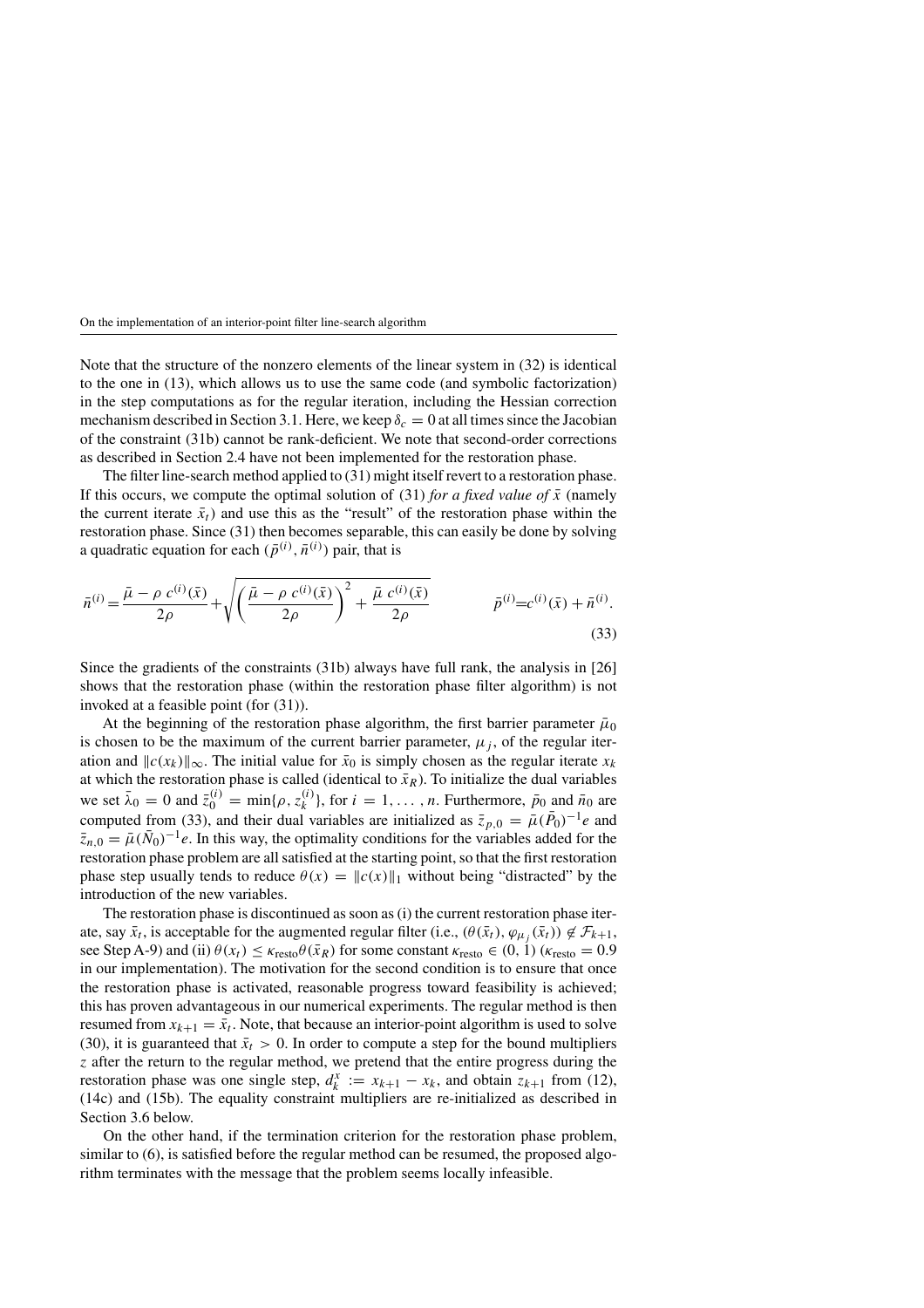Note that the structure of the nonzero elements of the linear system in (32) is identical to the one in (13), which allows us to use the same code (and symbolic factorization) in the step computations as for the regular iteration, including the Hessian correction mechanism described in Section 3.1. Here, we keep $\delta_c = 0$ at all times since the Jacobian of the constraint (31b) cannot be rank-deficient. We note that second-order corrections as described in Section 2.4 have not been implemented for the restoration phase.

The filter line-search method applied to (31) might itself revert to a restoration phase. If this occurs, we compute the optimal solution of (31) *for a fixed value of* $\bar{x}$ (namely the current iterate $\bar{x}_t$) and use this as the "result" of the restoration phase within the restoration phase. Since (31) then becomes separable, this can easily be done by solving a quadratic equation for each $(\bar{p}^{(i)}, \bar{n}^{(i)})$ pair, that is

$$\bar{n}^{(i)} = \frac{\bar{\mu} - \rho\, c^{(i)}(\bar{x})}{2\rho} + \sqrt{\left(\frac{\bar{\mu} - \rho\, c^{(i)}(\bar{x})}{2\rho}\right)^2 + \frac{\bar{\mu}\, c^{(i)}(\bar{x})}{2\rho}} \qquad \bar{p}^{(i)} = c^{(i)}(\bar{x}) + \bar{n}^{(i)}. \tag{33}$$

Since the gradients of the constraints (31b) always have full rank, the analysis in [26] shows that the restoration phase (within the restoration phase filter algorithm) is not invoked at a feasible point (for (31)).

At the beginning of the restoration phase algorithm, the first barrier parameter $\bar{\mu}_0$ is chosen to be the maximum of the current barrier parameter, $\mu_j$, of the regular iteration and $\|c(x_k)\|_\infty$. The initial value for $\bar{x}_0$ is simply chosen as the regular iterate $x_k$ at which the restoration phase is called (identical to $\bar{x}_R$). To initialize the dual variables we set $\bar{\lambda}_0 = 0$ and $\bar{z}_0^{(i)} = \min\{\rho, z_k^{(i)}\}$, for $i = 1, \ldots, n$. Furthermore, $\bar{p}_0$ and $\bar{n}_0$ are computed from (33), and their dual variables are initialized as $\bar{z}_{p,0} = \bar{\mu}(\bar{P}_0)^{-1}e$ and $\bar{z}_{n,0} = \bar{\mu}(\bar{N}_0)^{-1}e$. In this way, the optimality conditions for the variables added for the restoration phase problem are all satisfied at the starting point, so that the first restoration phase step usually tends to reduce $\theta(x) = \|c(x)\|_1$ without being "distracted" by the introduction of the new variables.

The restoration phase is discontinued as soon as (i) the current restoration phase iterate, say $\bar{x}_t$, is acceptable for the augmented regular filter (i.e., $(\theta(\bar{x}_t), \varphi_{\mu_j}(\bar{x}_t)) \notin \mathcal{F}_{k+1}$, see Step A-9) and (ii) $\theta(x_t) \leq \kappa_{\text{resto}}\theta(\bar{x}_R)$ for some constant $\kappa_{\text{resto}} \in (0, 1)$ ($\kappa_{\text{resto}} = 0.9$ in our implementation). The motivation for the second condition is to ensure that once the restoration phase is activated, reasonable progress toward feasibility is achieved; this has proven advantageous in our numerical experiments. The regular method is then resumed from $x_{k+1} = \bar{x}_t$. Note, that because an interior-point algorithm is used to solve (30), it is guaranteed that $\bar{x}_t > 0$. In order to compute a step for the bound multipliers $z$ after the return to the regular method, we pretend that the entire progress during the restoration phase was one single step, $d_k^x := x_{k+1} - x_k$, and obtain $z_{k+1}$ from (12), (14c) and (15b). The equality constraint multipliers are re-initialized as described in Section 3.6 below.

On the other hand, if the termination criterion for the restoration phase problem, similar to (6), is satisfied before the regular method can be resumed, the proposed algorithm terminates with the message that the problem seems locally infeasible.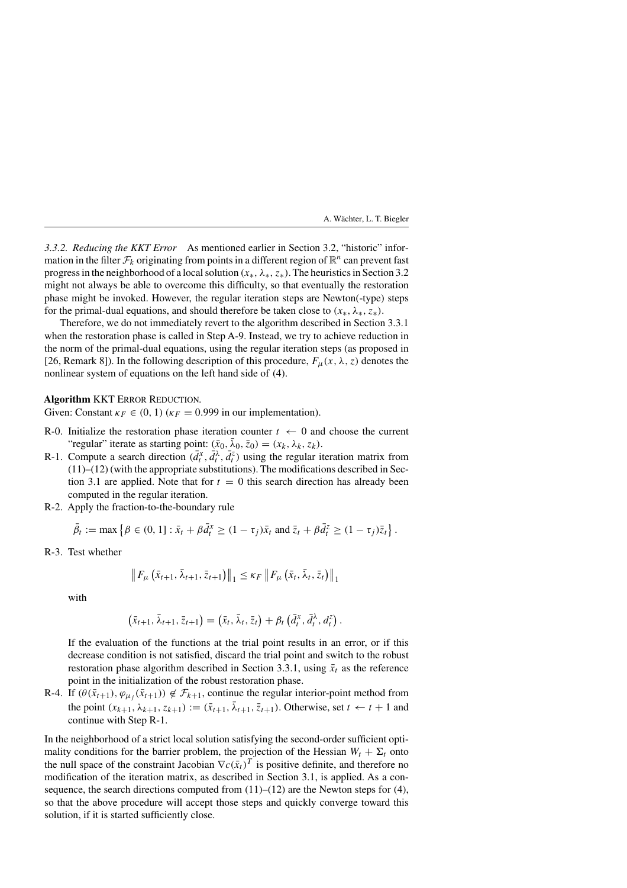*3.3.2. Reducing the KKT Error* As mentioned earlier in Section 3.2, "historic" information in the filter $\mathcal{F}_k$ originating from points in a different region of $\mathbb{R}^n$ can prevent fast progress in the neighborhood of a local solution $(x_*, \lambda_*, z_*)$. The heuristics in Section 3.2 might not always be able to overcome this difficulty, so that eventually the restoration phase might be invoked. However, the regular iteration steps are Newton(-type) steps for the primal-dual equations, and should therefore be taken close to $(x_*, \lambda_*, z_*)$.

Therefore, we do not immediately revert to the algorithm described in Section 3.3.1 when the restoration phase is called in Step A-9. Instead, we try to achieve reduction in the norm of the primal-dual equations, using the regular iteration steps (as proposed in [26, Remark 8]). In the following description of this procedure, $F_\mu(x, \lambda, z)$ denotes the nonlinear system of equations on the left hand side of (4).

**Algorithm** KKT Error Reduction.

Given: Constant $\kappa_F \in (0, 1)$ ($\kappa_F = 0.999$ in our implementation).

R-0. Initialize the restoration phase iteration counter $t \leftarrow 0$ and choose the current "regular" iterate as starting point: $(\bar{x}_0, \bar{\lambda}_0, \bar{z}_0) = (x_k, \lambda_k, z_k)$.

R-1. Compute a search direction $(\bar{d}_t^x, \bar{d}_t^\lambda, \bar{d}_t^z)$ using the regular iteration matrix from (11)–(12) (with the appropriate substitutions). The modifications described in Section 3.1 are applied. Note that for $t = 0$ this search direction has already been computed in the regular iteration.

R-2. Apply the fraction-to-the-boundary rule

$$\bar{\beta}_t := \max\left\{\beta \in (0, 1] : \bar{x}_t + \beta \bar{d}_t^x \geq (1 - \tau_j)\bar{x}_t \text{ and } \bar{z}_t + \beta \bar{d}_t^z \geq (1 - \tau_j)\bar{z}_t\right\}.$$

R-3. Test whether

$$\left\| F_\mu\left(\bar{x}_{t+1}, \bar{\lambda}_{t+1}, \bar{z}_{t+1}\right)\right\|_1 \leq \kappa_F \left\| F_\mu\left(\bar{x}_t, \bar{\lambda}_t, \bar{z}_t\right)\right\|_1$$

with

$$\left(\bar{x}_{t+1}, \bar{\lambda}_{t+1}, \bar{z}_{t+1}\right) = \left(\bar{x}_t, \bar{\lambda}_t, \bar{z}_t\right) + \beta_t \left(\bar{d}_t^x, \bar{d}_t^\lambda, d_t^z\right).$$

If the evaluation of the functions at the trial point results in an error, or if this decrease condition is not satisfied, discard the trial point and switch to the robust restoration phase algorithm described in Section 3.3.1, using $\bar{x}_t$ as the reference point in the initialization of the robust restoration phase.

R-4. If $(\theta(\bar{x}_{t+1}), \varphi_{\mu_j}(\bar{x}_{t+1})) \notin \mathcal{F}_{k+1}$, continue the regular interior-point method from the point $(x_{k+1}, \lambda_{k+1}, z_{k+1}) := (\bar{x}_{t+1}, \bar{\lambda}_{t+1}, \bar{z}_{t+1})$. Otherwise, set $t \leftarrow t + 1$ and continue with Step R-1.

In the neighborhood of a strict local solution satisfying the second-order sufficient optimality conditions for the barrier problem, the projection of the Hessian $W_t + \Sigma_t$ onto the null space of the constraint Jacobian $\nabla c(\bar{x}_t)^T$ is positive definite, and therefore no modification of the iteration matrix, as described in Section 3.1, is applied. As a consequence, the search directions computed from (11)–(12) are the Newton steps for (4), so that the above procedure will accept those steps and quickly converge toward this solution, if it is started sufficiently close.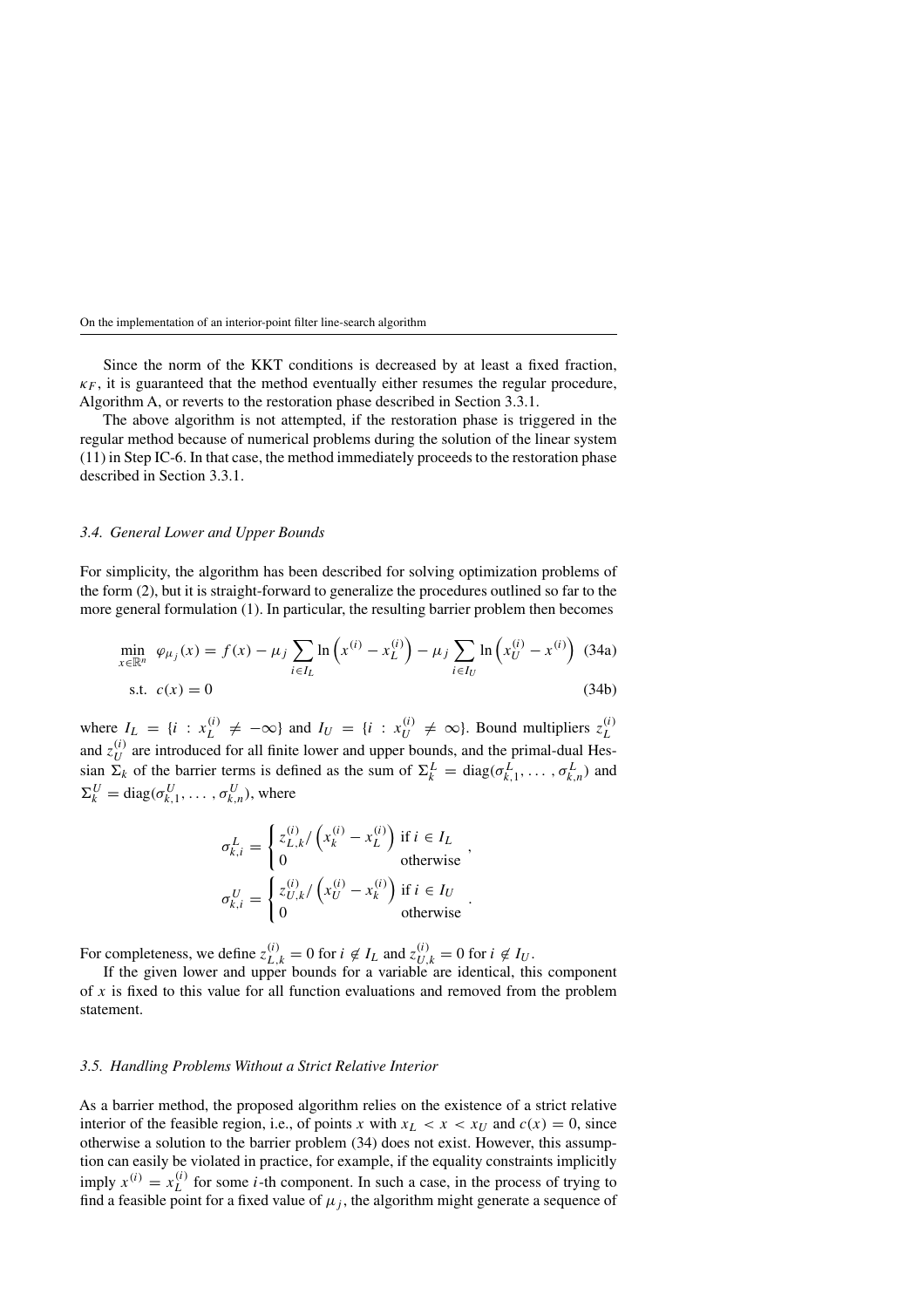Since the norm of the KKT conditions is decreased by at least a fixed fraction, $\kappa_F$, it is guaranteed that the method eventually either resumes the regular procedure, Algorithm A, or reverts to the restoration phase described in Section 3.3.1.

The above algorithm is not attempted, if the restoration phase is triggered in the regular method because of numerical problems during the solution of the linear system (11) in Step IC-6. In that case, the method immediately proceeds to the restoration phase described in Section 3.3.1.

### *3.4. General Lower and Upper Bounds*

For simplicity, the algorithm has been described for solving optimization problems of the form (2), but it is straight-forward to generalize the procedures outlined so far to the more general formulation (1). In particular, the resulting barrier problem then becomes

$$\min_{x \in \mathbb{R}^n} \ \varphi_{\mu_j}(x) = f(x) - \mu_j \sum_{i \in I_L} \ln\left(x^{(i)} - x_L^{(i)}\right) - \mu_j \sum_{i \in I_U} \ln\left(x_U^{(i)} - x^{(i)}\right) \quad \text{(34a)}$$

$$\text{s.t.} \ \ c(x) = 0 \quad \text{(34b)}$$

where $I_L = \{i : x_L^{(i)} \neq -\infty\}$ and $I_U = \{i : x_U^{(i)} \neq \infty\}$. Bound multipliers $z_L^{(i)}$ and $z_U^{(i)}$ are introduced for all finite lower and upper bounds, and the primal-dual Hessian $\Sigma_k$ of the barrier terms is defined as the sum of $\Sigma_k^L = \text{diag}(\sigma_{k,1}^L, \ldots, \sigma_{k,n}^L)$ and $\Sigma_k^U = \text{diag}(\sigma_{k,1}^U, \ldots, \sigma_{k,n}^U)$, where

$$\sigma_{k,i}^L = \begin{cases} z_{L,k}^{(i)} / \left(x_k^{(i)} - x_L^{(i)}\right) & \text{if } i \in I_L \\ 0 & \text{otherwise} \end{cases},$$

$$\sigma_{k,i}^U = \begin{cases} z_{U,k}^{(i)} / \left(x_U^{(i)} - x_k^{(i)}\right) & \text{if } i \in I_U \\ 0 & \text{otherwise} \end{cases}.$$

For completeness, we define $z_{L,k}^{(i)} = 0$ for $i \notin I_L$ and $z_{U,k}^{(i)} = 0$ for $i \notin I_U$.

If the given lower and upper bounds for a variable are identical, this component of $x$ is fixed to this value for all function evaluations and removed from the problem statement.

### *3.5. Handling Problems Without a Strict Relative Interior*

As a barrier method, the proposed algorithm relies on the existence of a strict relative interior of the feasible region, i.e., of points $x$ with $x_L < x < x_U$ and $c(x) = 0$, since otherwise a solution to the barrier problem (34) does not exist. However, this assumption can easily be violated in practice, for example, if the equality constraints implicitly imply $x^{(i)} = x_L^{(i)}$ for some $i$-th component. In such a case, in the process of trying to find a feasible point for a fixed value of $\mu_j$, the algorithm might generate a sequence of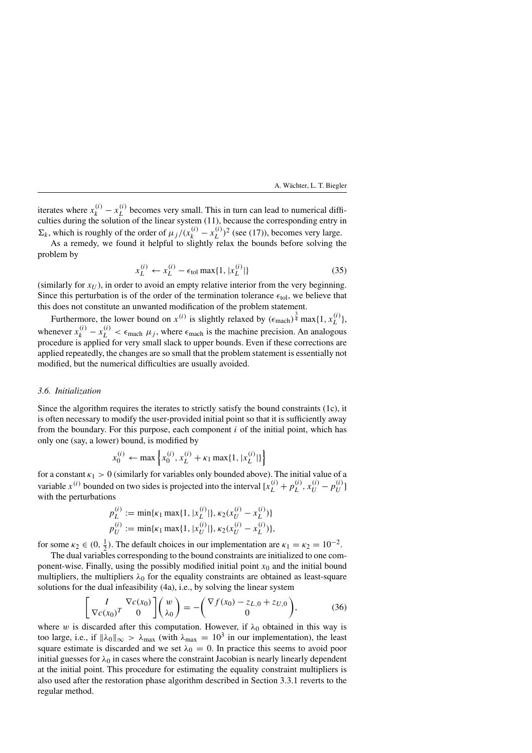iterates where $x_k^{(i)} - x_L^{(i)}$ becomes very small. This in turn can lead to numerical difficulties during the solution of the linear system (11), because the corresponding entry in $\Sigma_k$, which is roughly of the order of $\mu_j/(x_k^{(i)} - x_L^{(i)})^2$ (see (17)), becomes very large.

As a remedy, we found it helpful to slightly relax the bounds before solving the problem by

$$x_L^{(i)} \leftarrow x_L^{(i)} - \epsilon_{\text{tol}} \max\{1, |x_L^{(i)}|\} \tag{35}$$

(similarly for $x_U$), in order to avoid an empty relative interior from the very beginning. Since this perturbation is of the order of the termination tolerance $\epsilon_{\text{tol}}$, we believe that this does not constitute an unwanted modification of the problem statement.

Furthermore, the lower bound on $x^{(i)}$ is slightly relaxed by $(\epsilon_{\text{mach}})^{\frac{3}{4}} \max\{1, x_L^{(i)}\}$, whenever $x_k^{(i)} - x_L^{(i)} < \epsilon_{\text{mach}}\, \mu_j$, where $\epsilon_{\text{mach}}$ is the machine precision. An analogous procedure is applied for very small slack to upper bounds. Even if these corrections are applied repeatedly, the changes are so small that the problem statement is essentially not modified, but the numerical difficulties are usually avoided.

### *3.6. Initialization*

Since the algorithm requires the iterates to strictly satisfy the bound constraints (1c), it is often necessary to modify the user-provided initial point so that it is sufficiently away from the boundary. For this purpose, each component $i$ of the initial point, which has only one (say, a lower) bound, is modified by

$$x_0^{(i)} \leftarrow \max\left\{x_0^{(i)}, x_L^{(i)} + \kappa_1 \max\{1, |x_L^{(i)}|\}\right\}$$

for a constant $\kappa_1 > 0$ (similarly for variables only bounded above). The initial value of a variable $x^{(i)}$ bounded on two sides is projected into the interval $[x_L^{(i)} + p_L^{(i)}, x_U^{(i)} - p_U^{(i)}]$ with the perturbations

$$p_L^{(i)} := \min\{\kappa_1 \max\{1, |x_L^{(i)}|\}, \kappa_2(x_U^{(i)} - x_L^{(i)})\}$$
$$p_U^{(i)} := \min\{\kappa_1 \max\{1, |x_U^{(i)}|\}, \kappa_2(x_U^{(i)} - x_L^{(i)})\},$$

for some $\kappa_2 \in (0, \frac{1}{2})$. The default choices in our implementation are $\kappa_1 = \kappa_2 = 10^{-2}$.

The dual variables corresponding to the bound constraints are initialized to one component-wise. Finally, using the possibly modified initial point $x_0$ and the initial bound multipliers, the multipliers $\lambda_0$ for the equality constraints are obtained as least-square solutions for the dual infeasibility (4a), i.e., by solving the linear system

$$\begin{bmatrix} I & \nabla c(x_0) \\ \nabla c(x_0)^T & 0 \end{bmatrix} \begin{pmatrix} w \\ \lambda_0 \end{pmatrix} = -\begin{pmatrix} \nabla f(x_0) - z_{L,0} + z_{U,0} \\ 0 \end{pmatrix}, \tag{36}$$

where $w$ is discarded after this computation. However, if $\lambda_0$ obtained in this way is too large, i.e., if $\|\lambda_0\|_\infty > \lambda_{\max}$ (with $\lambda_{\max} = 10^3$ in our implementation), the least square estimate is discarded and we set $\lambda_0 = 0$. In practice this seems to avoid poor initial guesses for $\lambda_0$ in cases where the constraint Jacobian is nearly linearly dependent at the initial point. This procedure for estimating the equality constraint multipliers is also used after the restoration phase algorithm described in Section 3.3.1 reverts to the regular method.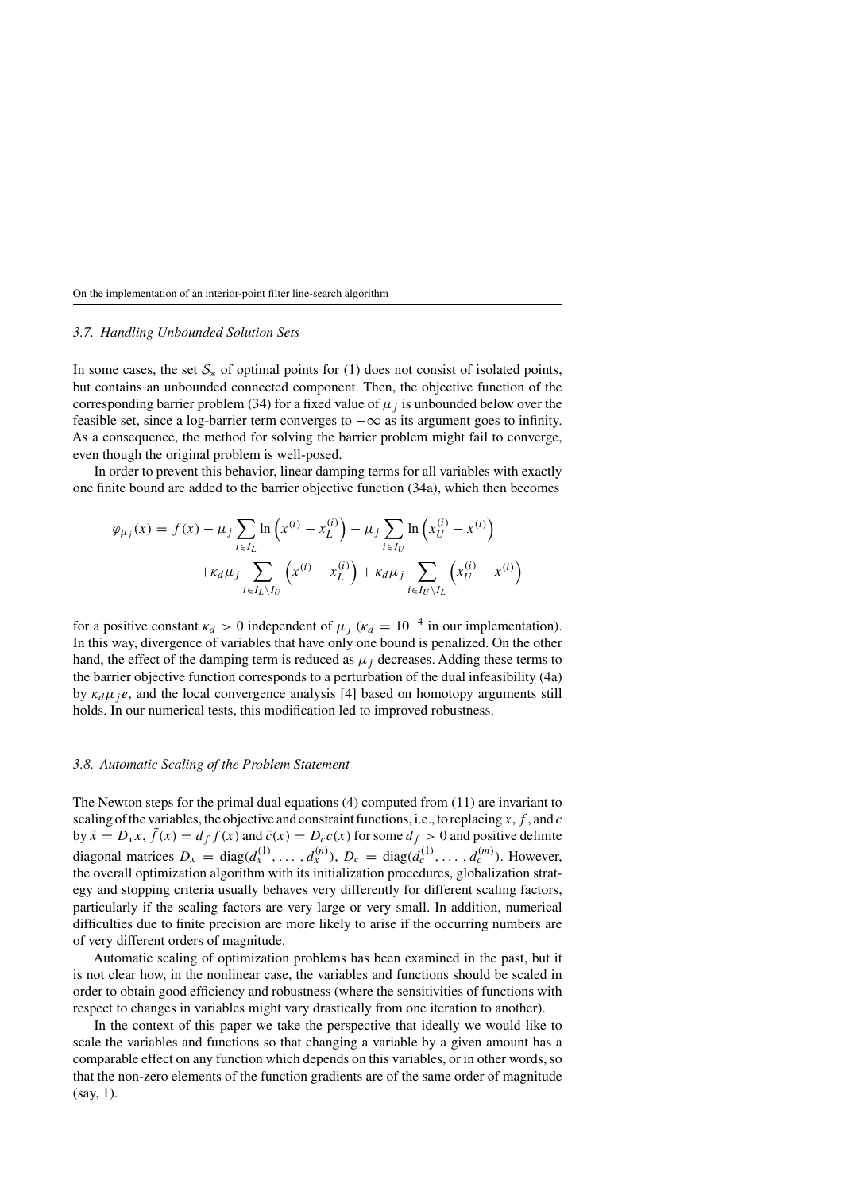### 3.7. Handling Unbounded Solution Sets

In some cases, the set $\mathcal{S}_*$ of optimal points for (1) does not consist of isolated points, but contains an unbounded connected component. Then, the objective function of the corresponding barrier problem (34) for a fixed value of $\mu_j$ is unbounded below over the feasible set, since a log-barrier term converges to $-\infty$ as its argument goes to infinity. As a consequence, the method for solving the barrier problem might fail to converge, even though the original problem is well-posed.

In order to prevent this behavior, linear damping terms for all variables with exactly one finite bound are added to the barrier objective function (34a), which then becomes

$$
\begin{aligned}
\varphi_{\mu_j}(x) = f(x) - \mu_j \sum_{i \in I_L} \ln\left(x^{(i)} - x_L^{(i)}\right) - \mu_j \sum_{i \in I_U} \ln\left(x_U^{(i)} - x^{(i)}\right) \\
+ \kappa_d \mu_j \sum_{i \in I_L \setminus I_U} \left(x^{(i)} - x_L^{(i)}\right) + \kappa_d \mu_j \sum_{i \in I_U \setminus I_L} \left(x_U^{(i)} - x^{(i)}\right)
\end{aligned}
$$

for a positive constant $\kappa_d > 0$ independent of $\mu_j$ ($\kappa_d = 10^{-4}$ in our implementation). In this way, divergence of variables that have only one bound is penalized. On the other hand, the effect of the damping term is reduced as $\mu_j$ decreases. Adding these terms to the barrier objective function corresponds to a perturbation of the dual infeasibility (4a) by $\kappa_d \mu_j e$, and the local convergence analysis [4] based on homotopy arguments still holds. In our numerical tests, this modification led to improved robustness.

### 3.8. Automatic Scaling of the Problem Statement

The Newton steps for the primal dual equations (4) computed from (11) are invariant to scaling of the variables, the objective and constraint functions, i.e., to replacing $x$, $f$, and $c$ by $\tilde{x} = D_x x$, $\tilde{f}(x) = d_f f(x)$ and $\tilde{c}(x) = D_c c(x)$ for some $d_f > 0$ and positive definite diagonal matrices $D_x = \operatorname{diag}(d_x^{(1)}, \ldots, d_x^{(n)})$, $D_c = \operatorname{diag}(d_c^{(1)}, \ldots, d_c^{(m)})$. However, the overall optimization algorithm with its initialization procedures, globalization strategy and stopping criteria usually behaves very differently for different scaling factors, particularly if the scaling factors are very large or very small. In addition, numerical difficulties due to finite precision are more likely to arise if the occurring numbers are of very different orders of magnitude.

Automatic scaling of optimization problems has been examined in the past, but it is not clear how, in the nonlinear case, the variables and functions should be scaled in order to obtain good efficiency and robustness (where the sensitivities of functions with respect to changes in variables might vary drastically from one iteration to another).

In the context of this paper we take the perspective that ideally we would like to scale the variables and functions so that changing a variable by a given amount has a comparable effect on any function which depends on this variables, or in other words, so that the non-zero elements of the function gradients are of the same order of magnitude (say, 1).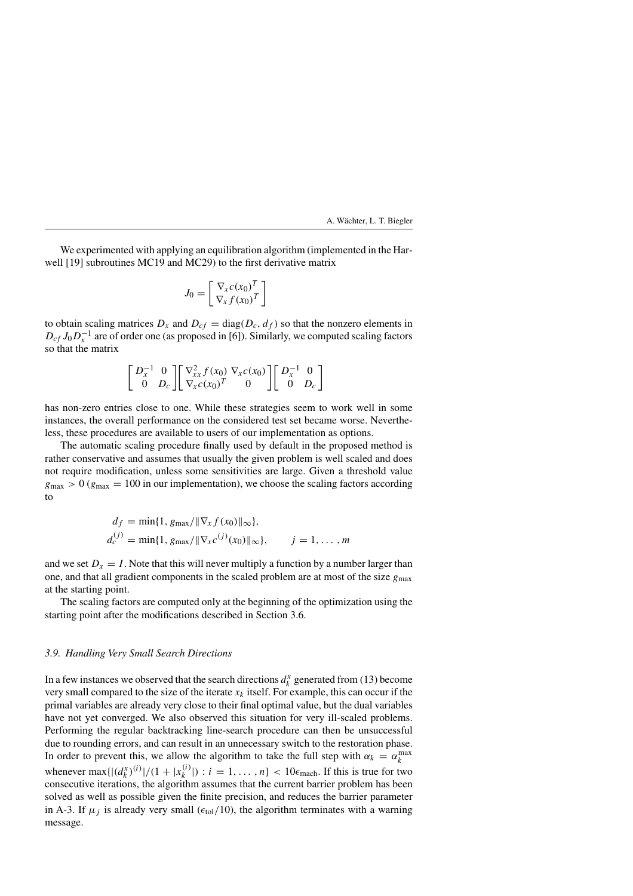We experimented with applying an equilibration algorithm (implemented in the Harwell [19] subroutines MC19 and MC29) to the first derivative matrix

$$J_0 = \begin{bmatrix} \nabla_x c(x_0)^T \\ \nabla_x f(x_0)^T \end{bmatrix}$$

to obtain scaling matrices $D_x$ and $D_{cf} = \mathrm{diag}(D_c, d_f)$ so that the nonzero elements in $D_{cf} J_0 D_x^{-1}$ are of order one (as proposed in [6]). Similarly, we computed scaling factors so that the matrix

$$\begin{bmatrix} D_x^{-1} & 0 \\ 0 & D_c \end{bmatrix} \begin{bmatrix} \nabla^2_{xx} f(x_0) & \nabla_x c(x_0) \\ \nabla_x c(x_0)^T & 0 \end{bmatrix} \begin{bmatrix} D_x^{-1} & 0 \\ 0 & D_c \end{bmatrix}$$

has non-zero entries close to one. While these strategies seem to work well in some instances, the overall performance on the considered test set became worse. Nevertheless, these procedures are available to users of our implementation as options.

The automatic scaling procedure finally used by default in the proposed method is rather conservative and assumes that usually the given problem is well scaled and does not require modification, unless some sensitivities are large. Given a threshold value $g_{\max} > 0$ ($g_{\max} = 100$ in our implementation), we choose the scaling factors according to

$$\begin{aligned} d_f &= \min\{1, g_{\max}/\|\nabla_x f(x_0)\|_\infty\}, \\ d_c^{(j)} &= \min\{1, g_{\max}/\|\nabla_x c^{(j)}(x_0)\|_\infty\}, \qquad j = 1, \ldots, m \end{aligned}$$

and we set $D_x = I$. Note that this will never multiply a function by a number larger than one, and that all gradient components in the scaled problem are at most of the size $g_{\max}$ at the starting point.

The scaling factors are computed only at the beginning of the optimization using the starting point after the modifications described in Section 3.6.

### 3.9. Handling Very Small Search Directions

In a few instances we observed that the search directions $d_k^x$ generated from (13) become very small compared to the size of the iterate $x_k$ itself. For example, this can occur if the primal variables are already very close to their final optimal value, but the dual variables have not yet converged. We also observed this situation for very ill-scaled problems. Performing the regular backtracking line-search procedure can then be unsuccessful due to rounding errors, and can result in an unnecessary switch to the restoration phase. In order to prevent this, we allow the algorithm to take the full step with $\alpha_k = \alpha_k^{\max}$ whenever $\max\{|(d_k^x)^{(i)}|/(1 + |x_k^{(i)}|) : i = 1, \ldots, n\} < 10\epsilon_{\text{mach}}$. If this is true for two consecutive iterations, the algorithm assumes that the current barrier problem has been solved as well as possible given the finite precision, and reduces the barrier parameter in A-3. If $\mu_j$ is already very small ($\epsilon_{\text{tol}}/10$), the algorithm terminates with a warning message.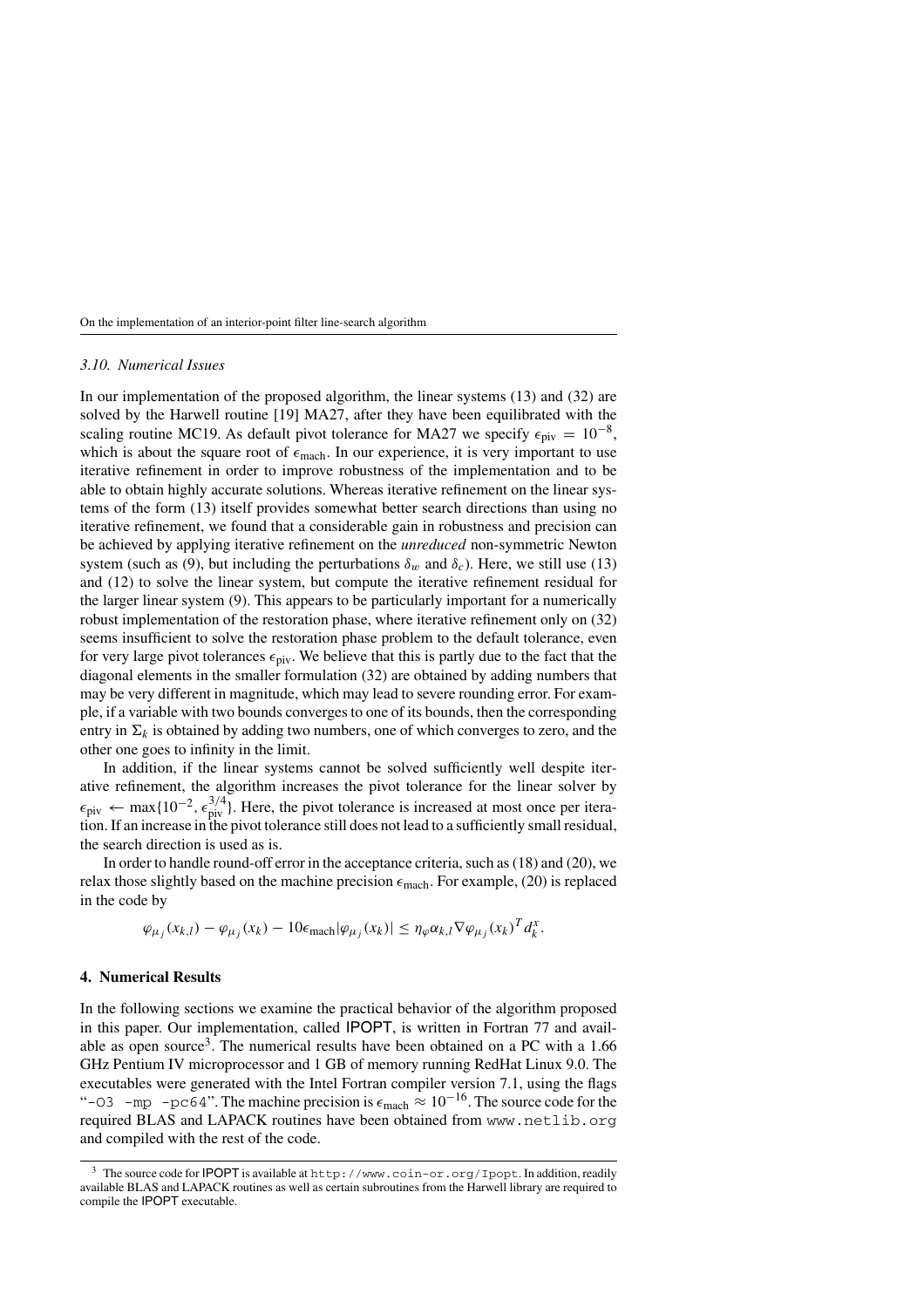### 3.10. Numerical Issues

In our implementation of the proposed algorithm, the linear systems (13) and (32) are solved by the Harwell routine [19] MA27, after they have been equilibrated with the scaling routine MC19. As default pivot tolerance for MA27 we specify $\epsilon_{\text{piv}} = 10^{-8}$, which is about the square root of $\epsilon_{\text{mach}}$. In our experience, it is very important to use iterative refinement in order to improve robustness of the implementation and to be able to obtain highly accurate solutions. Whereas iterative refinement on the linear systems of the form (13) itself provides somewhat better search directions than using no iterative refinement, we found that a considerable gain in robustness and precision can be achieved by applying iterative refinement on the *unreduced* non-symmetric Newton system (such as (9), but including the perturbations $\delta_w$ and $\delta_c$). Here, we still use (13) and (12) to solve the linear system, but compute the iterative refinement residual for the larger linear system (9). This appears to be particularly important for a numerically robust implementation of the restoration phase, where iterative refinement only on (32) seems insufficient to solve the restoration phase problem to the default tolerance, even for very large pivot tolerances $\epsilon_{\text{piv}}$. We believe that this is partly due to the fact that the diagonal elements in the smaller formulation (32) are obtained by adding numbers that may be very different in magnitude, which may lead to severe rounding error. For example, if a variable with two bounds converges to one of its bounds, then the corresponding entry in $\Sigma_k$ is obtained by adding two numbers, one of which converges to zero, and the other one goes to infinity in the limit.

In addition, if the linear systems cannot be solved sufficiently well despite iterative refinement, the algorithm increases the pivot tolerance for the linear solver by $\epsilon_{\text{piv}} \leftarrow \max\{10^{-2}, \epsilon_{\text{piv}}^{3/4}\}$. Here, the pivot tolerance is increased at most once per iteration. If an increase in the pivot tolerance still does not lead to a sufficiently small residual, the search direction is used as is.

In order to handle round-off error in the acceptance criteria, such as (18) and (20), we relax those slightly based on the machine precision $\epsilon_{\text{mach}}$. For example, (20) is replaced in the code by

$$\varphi_{\mu_j}(x_{k,l}) - \varphi_{\mu_j}(x_k) - 10\epsilon_{\text{mach}}|\varphi_{\mu_j}(x_k)| \leq \eta_\varphi \alpha_{k,l} \nabla\varphi_{\mu_j}(x_k)^T d_k^x.$$

## 4. Numerical Results

In the following sections we examine the practical behavior of the algorithm proposed in this paper. Our implementation, called IPOPT, is written in Fortran 77 and available as open source[3]. The numerical results have been obtained on a PC with a 1.66 GHz Pentium IV microprocessor and 1 GB of memory running RedHat Linux 9.0. The executables were generated with the Intel Fortran compiler version 7.1, using the flags "`-O3 -mp -pc64`". The machine precision is $\epsilon_{\text{mach}} \approx 10^{-16}$. The source code for the required BLAS and LAPACK routines have been obtained from `www.netlib.org` and compiled with the rest of the code.

[3] The source code for IPOPT is available at `http://www.coin-or.org/Ipopt`. In addition, readily available BLAS and LAPACK routines as well as certain subroutines from the Harwell library are required to compile the IPOPT executable.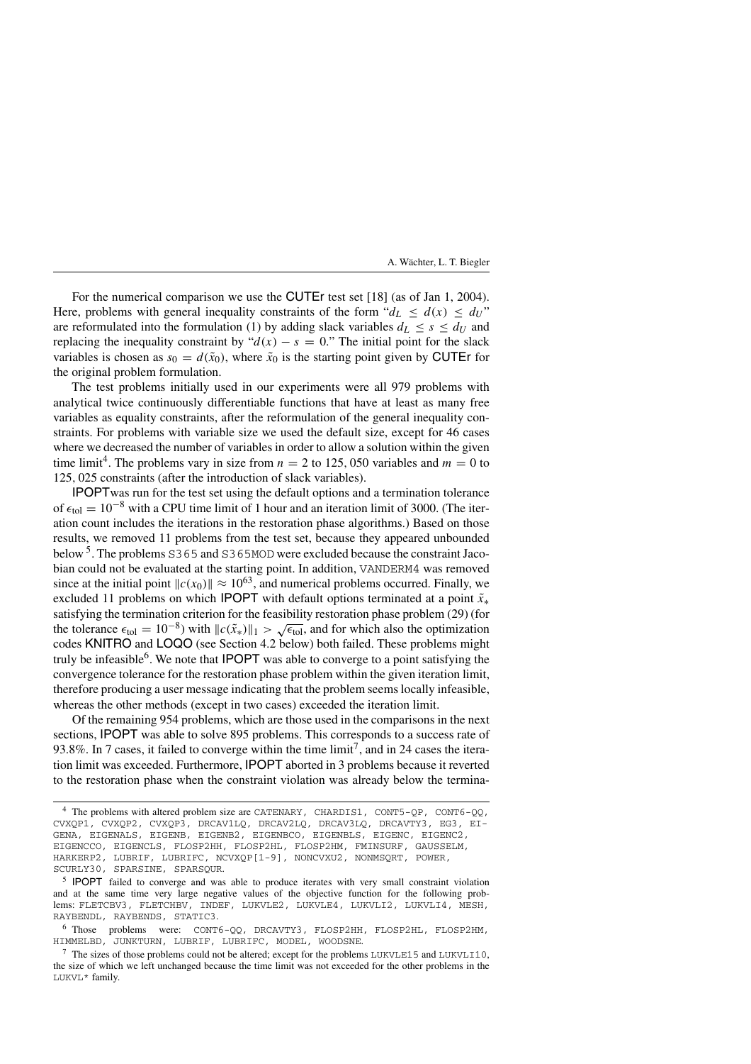For the numerical comparison we use the CUTEr test set [18] (as of Jan 1, 2004). Here, problems with general inequality constraints of the form "$d_L \leq d(x) \leq d_U$" are reformulated into the formulation (1) by adding slack variables $d_L \leq s \leq d_U$ and replacing the inequality constraint by "$d(x) - s = 0$." The initial point for the slack variables is chosen as $s_0 = d(\tilde{x}_0)$, where $\tilde{x}_0$ is the starting point given by CUTEr for the original problem formulation.

The test problems initially used in our experiments were all 979 problems with analytical twice continuously differentiable functions that have at least as many free variables as equality constraints, after the reformulation of the general inequality constraints. For problems with variable size we used the default size, except for 46 cases where we decreased the number of variables in order to allow a solution within the given time limit[4]. The problems vary in size from $n = 2$ to 125, 050 variables and $m = 0$ to 125, 025 constraints (after the introduction of slack variables).

IPOPT was run for the test set using the default options and a termination tolerance of $\epsilon_{\mathrm{tol}} = 10^{-8}$ with a CPU time limit of 1 hour and an iteration limit of 3000. (The iteration count includes the iterations in the restoration phase algorithms.) Based on those results, we removed 11 problems from the test set, because they appeared unbounded below[5]. The problems S365 and S365MOD were excluded because the constraint Jacobian could not be evaluated at the starting point. In addition, VANDERM4 was removed since at the initial point $\|c(x_0)\| \approx 10^{63}$, and numerical problems occurred. Finally, we excluded 11 problems on which IPOPT with default options terminated at a point $\tilde{x}_*$ satisfying the termination criterion for the feasibility restoration phase problem (29) (for the tolerance $\epsilon_{\mathrm{tol}} = 10^{-8}$) with $\|c(\tilde{x}_*)\|_1 > \sqrt{\epsilon_{\mathrm{tol}}}$, and for which also the optimization codes KNITRO and LOQO (see Section 4.2 below) both failed. These problems might truly be infeasible[6]. We note that IPOPT was able to converge to a point satisfying the convergence tolerance for the restoration phase problem within the given iteration limit, therefore producing a user message indicating that the problem seems locally infeasible, whereas the other methods (except in two cases) exceeded the iteration limit.

Of the remaining 954 problems, which are those used in the comparisons in the next sections, IPOPT was able to solve 895 problems. This corresponds to a success rate of 93.8%. In 7 cases, it failed to converge within the time limit[7], and in 24 cases the iteration limit was exceeded. Furthermore, IPOPT aborted in 3 problems because it reverted to the restoration phase when the constraint violation was already below the termina-

---

[4] The problems with altered problem size are CATENARY, CHARDIS1, CONT5-QP, CONT6-QQ, CVXQP1, CVXQP2, CVXQP3, DRCAV1LQ, DRCAV2LQ, DRCAV3LQ, DRCAVTY3, EG3, EIGENA, EIGENALS, EIGENB, EIGENB2, EIGENBCO, EIGENBLS, EIGENC, EIGENC2, EIGENCCO, EIGENCLS, FLOSP2HH, FLOSP2HL, FLOSP2HM, FMINSURF, GAUSSELM, HARKERP2, LUBRIF, LUBRIFC, NCVXQP[1-9], NONCVXU2, NONMSQRT, POWER, SCURLY30, SPARSINE, SPARSQUR.

[5] IPOPT failed to converge and was able to produce iterates with very small constraint violation and at the same time very large negative values of the objective function for the following problems: FLETCBV3, FLETCHBV, INDEF, LUKVLE2, LUKVLE4, LUKVLI2, LUKVLI4, MESH, RAYBENDL, RAYBENDS, STATIC3.

[6] Those problems were: CONT6-QQ, DRCAVTY3, FLOSP2HH, FLOSP2HL, FLOSP2HM, HIMMELBD, JUNKTURN, LUBRIF, LUBRIFC, MODEL, WOODSNE.

[7] The sizes of those problems could not be altered; except for the problems LUKVLE15 and LUKVLI10, the size of which we left unchanged because the time limit was not exceeded for the other problems in the LUKVL* family.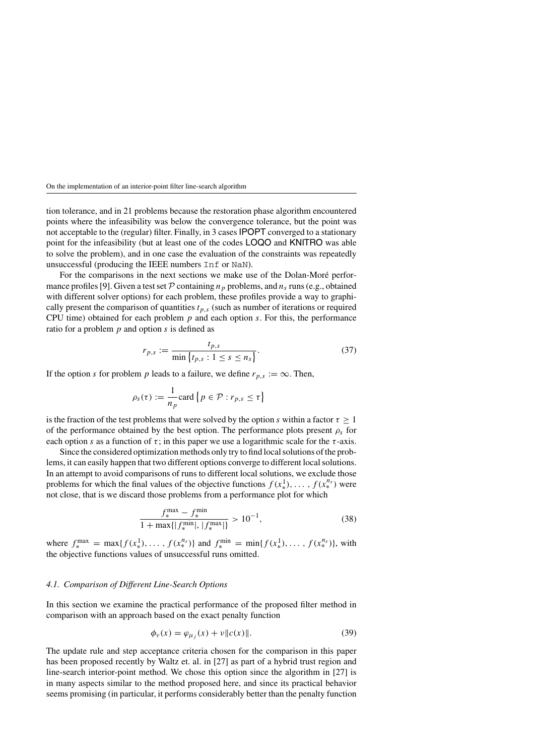tion tolerance, and in 21 problems because the restoration phase algorithm encountered points where the infeasibility was below the convergence tolerance, but the point was not acceptable to the (regular) filter. Finally, in 3 cases IPOPT converged to a stationary point for the infeasibility (but at least one of the codes LOQO and KNITRO was able to solve the problem), and in one case the evaluation of the constraints was repeatedly unsuccessful (producing the IEEE numbers `Inf` or `NaN`).

For the comparisons in the next sections we make use of the Dolan-Moré performance profiles [9]. Given a test set $\mathcal{P}$ containing $n_p$ problems, and $n_s$ runs (e.g., obtained with different solver options) for each problem, these profiles provide a way to graphically present the comparison of quantities $t_{p,s}$ (such as number of iterations or required CPU time) obtained for each problem $p$ and each option $s$. For this, the performance ratio for a problem $p$ and option $s$ is defined as

$$r_{p,s} := \frac{t_{p,s}}{\min\left\{t_{p,s} : 1 \leq s \leq n_s\right\}}. \tag{37}$$

If the option $s$ for problem $p$ leads to a failure, we define $r_{p,s} := \infty$. Then,

$$\rho_s(\tau) := \frac{1}{n_p}\text{card}\left\{p \in \mathcal{P} : r_{p,s} \leq \tau\right\}$$

is the fraction of the test problems that were solved by the option $s$ within a factor $\tau \geq 1$ of the performance obtained by the best option. The performance plots present $\rho_s$ for each option $s$ as a function of $\tau$; in this paper we use a logarithmic scale for the $\tau$-axis.

Since the considered optimization methods only try to find local solutions of the problems, it can easily happen that two different options converge to different local solutions. In an attempt to avoid comparisons of runs to different local solutions, we exclude those problems for which the final values of the objective functions $f(x_*^1), \ldots, f(x_*^{n_s})$ were not close, that is we discard those problems from a performance plot for which

$$\frac{f_*^{\max} - f_*^{\min}}{1 + \max\{|f_*^{\min}|, |f_*^{\max}|\}} > 10^{-1}, \tag{38}$$

where $f_*^{\max} = \max\{f(x_*^1), \ldots, f(x_*^{n_s})\}$ and $f_*^{\min} = \min\{f(x_*^1), \ldots, f(x_*^{n_s})\}$, with the objective functions values of unsuccessful runs omitted.

#### *4.1. Comparison of Different Line-Search Options*

In this section we examine the practical performance of the proposed filter method in comparison with an approach based on the exact penalty function

$$\phi_\nu(x) = \varphi_{\mu_j}(x) + \nu\|c(x)\|. \tag{39}$$

The update rule and step acceptance criteria chosen for the comparison in this paper has been proposed recently by Waltz et. al. in [27] as part of a hybrid trust region and line-search interior-point method. We chose this option since the algorithm in [27] is in many aspects similar to the method proposed here, and since its practical behavior seems promising (in particular, it performs considerably better than the penalty function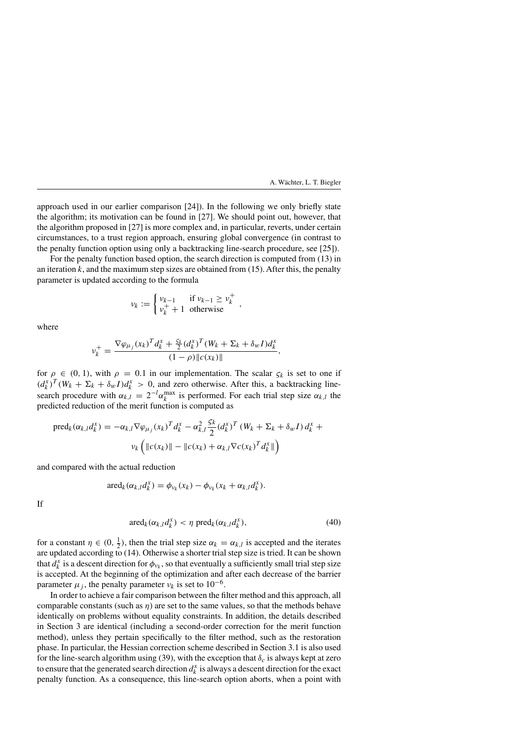approach used in our earlier comparison [24]). In the following we only briefly state the algorithm; its motivation can be found in [27]. We should point out, however, that the algorithm proposed in [27] is more complex and, in particular, reverts, under certain circumstances, to a trust region approach, ensuring global convergence (in contrast to the penalty function option using only a backtracking line-search procedure, see [25]).

For the penalty function based option, the search direction is computed from (13) in an iteration $k$, and the maximum step sizes are obtained from (15). After this, the penalty parameter is updated according to the formula

$$\nu_k := \begin{cases} \nu_{k-1} & \text{if } \nu_{k-1} \geq \nu_k^+ \\ \nu_k^+ + 1 & \text{otherwise} \end{cases},$$

where

$$\nu_k^+ = \frac{\nabla\varphi_{\mu_j}(x_k)^T d_k^x + \frac{\varsigma_k}{2}(d_k^x)^T(W_k + \Sigma_k + \delta_w I)d_k^x}{(1-\rho)\|c(x_k)\|},$$

for $\rho \in (0, 1)$, with $\rho = 0.1$ in our implementation. The scalar $\varsigma_k$ is set to one if $(d_k^x)^T(W_k + \Sigma_k + \delta_w I)d_k^x > 0$, and zero otherwise. After this, a backtracking line-search procedure with $\alpha_{k,l} = 2^{-l}\alpha_k^{\max}$ is performed. For each trial step size $\alpha_{k,l}$ the predicted reduction of the merit function is computed as

$$\text{pred}_k(\alpha_{k,l}d_k^x) = -\alpha_{k,l}\nabla\varphi_{\mu_j}(x_k)^T d_k^x - \alpha_{k,l}^2\frac{\varsigma_k}{2}(d_k^x)^T\left(W_k + \Sigma_k + \delta_w I\right)d_k^x + \nu_k\left(\|c(x_k)\| - \|c(x_k) + \alpha_{k,l}\nabla c(x_k)^T d_k^x\|\right)$$

and compared with the actual reduction

$$\text{ared}_k(\alpha_{k,l}d_k^x) = \phi_{\nu_k}(x_k) - \phi_{\nu_k}(x_k + \alpha_{k,l}d_k^x).$$

If

$$\text{ared}_k(\alpha_{k,l}d_k^x) < \eta\ \text{pred}_k(\alpha_{k,l}d_k^x), \tag{40}$$

for a constant $\eta \in (0, \frac{1}{2})$, then the trial step size $\alpha_k = \alpha_{k,l}$ is accepted and the iterates are updated according to (14). Otherwise a shorter trial step size is tried. It can be shown that $d_k^x$ is a descent direction for $\phi_{\nu_k}$, so that eventually a sufficiently small trial step size is accepted. At the beginning of the optimization and after each decrease of the barrier parameter $\mu_j$, the penalty parameter $\nu_k$ is set to $10^{-6}$.

In order to achieve a fair comparison between the filter method and this approach, all comparable constants (such as $\eta$) are set to the same values, so that the methods behave identically on problems without equality constraints. In addition, the details described in Section 3 are identical (including a second-order correction for the merit function method), unless they pertain specifically to the filter method, such as the restoration phase. In particular, the Hessian correction scheme described in Section 3.1 is also used for the line-search algorithm using (39), with the exception that $\delta_c$ is always kept at zero to ensure that the generated search direction $d_k^x$ is always a descent direction for the exact penalty function. As a consequence, this line-search option aborts, when a point with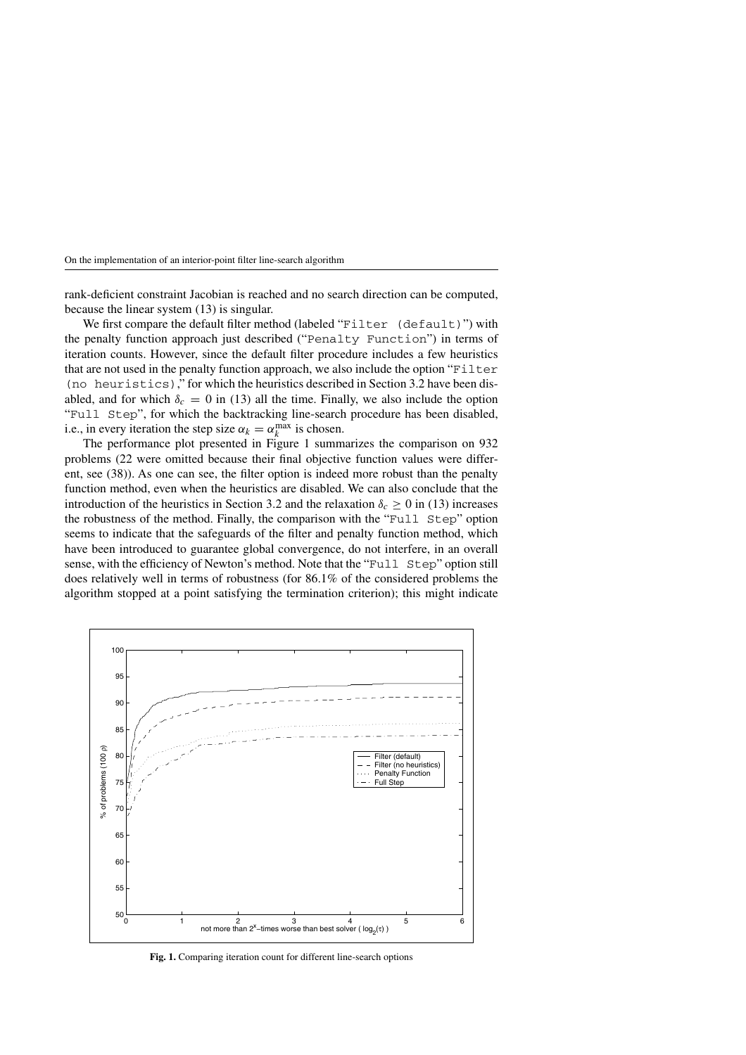rank-deficient constraint Jacobian is reached and no search direction can be computed, because the linear system (13) is singular.

We first compare the default filter method (labeled "`Filter (default)`") with the penalty function approach just described ("`Penalty Function`") in terms of iteration counts. However, since the default filter procedure includes a few heuristics that are not used in the penalty function approach, we also include the option "`Filter (no heuristics)`," for which the heuristics described in Section 3.2 have been disabled, and for which $\delta_c = 0$ in (13) all the time. Finally, we also include the option "`Full Step`", for which the backtracking line-search procedure has been disabled, i.e., in every iteration the step size $\alpha_k = \alpha_k^{\max}$ is chosen.

The performance plot presented in Figure 1 summarizes the comparison on 932 problems (22 were omitted because their final objective function values were different, see (38)). As one can see, the filter option is indeed more robust than the penalty function method, even when the heuristics are disabled. We can also conclude that the introduction of the heuristics in Section 3.2 and the relaxation $\delta_c \geq 0$ in (13) increases the robustness of the method. Finally, the comparison with the "`Full Step`" option seems to indicate that the safeguards of the filter and penalty function method, which have been introduced to guarantee global convergence, do not interfere, in an overall sense, with the efficiency of Newton's method. Note that the "`Full Step`" option still does relatively well in terms of robustness (for 86.1% of the considered problems the algorithm stopped at a point satisfying the termination criterion); this might indicate

**Fig. 1.** Comparing iteration count for different line-search options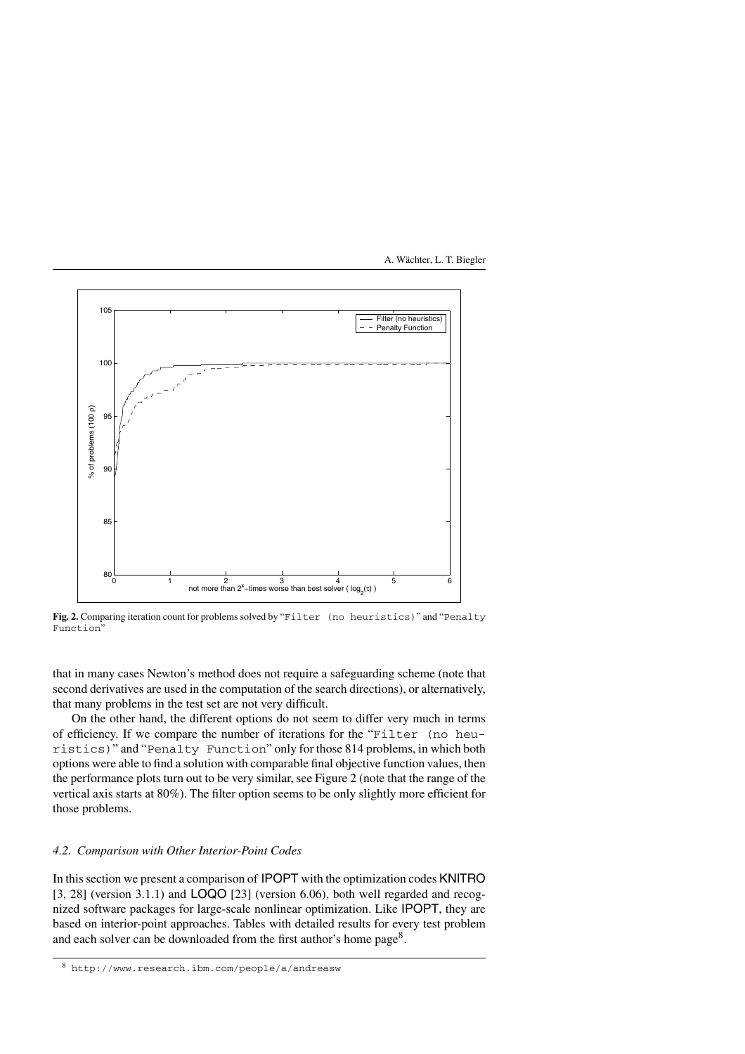**Fig. 2.** Comparing iteration count for problems solved by "`Filter (no heuristics)`" and "`Penalty Function`"

that in many cases Newton's method does not require a safeguarding scheme (note that second derivatives are used in the computation of the search directions), or alternatively, that many problems in the test set are not very difficult.

On the other hand, the different options do not seem to differ very much in terms of efficiency. If we compare the number of iterations for the "`Filter (no heuristics)`" and "`Penalty Function`" only for those 814 problems, in which both options were able to find a solution with comparable final objective function values, then the performance plots turn out to be very similar, see Figure 2 (note that the range of the vertical axis starts at 80%). The filter option seems to be only slightly more efficient for those problems.

### 4.2. Comparison with Other Interior-Point Codes

In this section we present a comparison of IPOPT with the optimization codes KNITRO [3, 28] (version 3.1.1) and LOQO [23] (version 6.06), both well regarded and recognized software packages for large-scale nonlinear optimization. Like IPOPT, they are based on interior-point approaches. Tables with detailed results for every test problem and each solver can be downloaded from the first author's home page[8].

[8] http://www.research.ibm.com/people/a/andreasw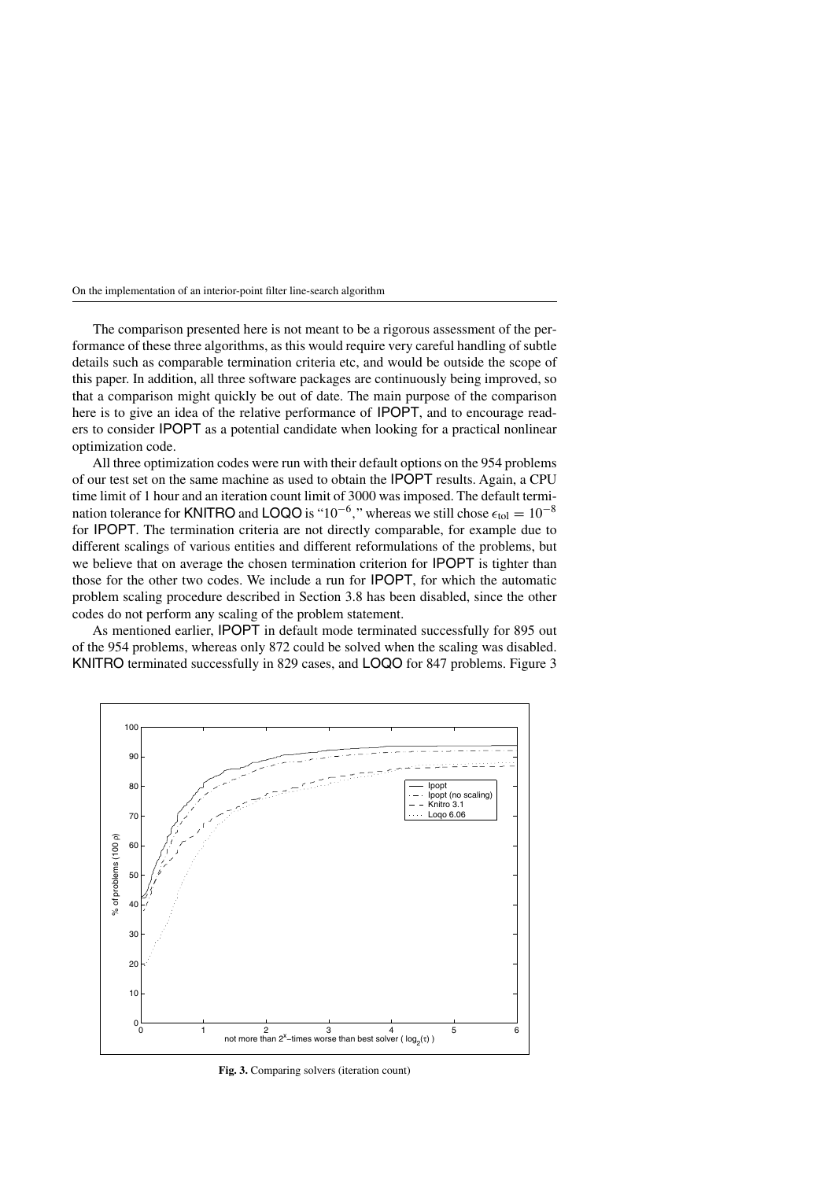The comparison presented here is not meant to be a rigorous assessment of the performance of these three algorithms, as this would require very careful handling of subtle details such as comparable termination criteria etc, and would be outside the scope of this paper. In addition, all three software packages are continuously being improved, so that a comparison might quickly be out of date. The main purpose of the comparison here is to give an idea of the relative performance of IPOPT, and to encourage readers to consider IPOPT as a potential candidate when looking for a practical nonlinear optimization code.

All three optimization codes were run with their default options on the 954 problems of our test set on the same machine as used to obtain the IPOPT results. Again, a CPU time limit of 1 hour and an iteration count limit of 3000 was imposed. The default termination tolerance for KNITRO and LOQO is "$10^{-6}$," whereas we still chose $\epsilon_{\text{tol}} = 10^{-8}$ for IPOPT. The termination criteria are not directly comparable, for example due to different scalings of various entities and different reformulations of the problems, but we believe that on average the chosen termination criterion for IPOPT is tighter than those for the other two codes. We include a run for IPOPT, for which the automatic problem scaling procedure described in Section 3.8 has been disabled, since the other codes do not perform any scaling of the problem statement.

As mentioned earlier, IPOPT in default mode terminated successfully for 895 out of the 954 problems, whereas only 872 could be solved when the scaling was disabled. KNITRO terminated successfully in 829 cases, and LOQO for 847 problems. Figure 3

**Fig. 3.** Comparing solvers (iteration count)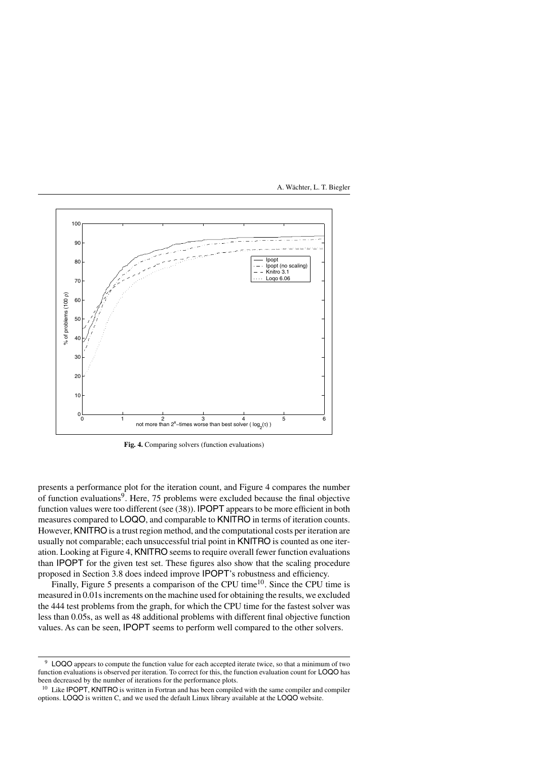Fig. 4. Comparing solvers (function evaluations)

presents a performance plot for the iteration count, and Figure 4 compares the number of function evaluations[9]. Here, 75 problems were excluded because the final objective function values were too different (see (38)). IPOPT appears to be more efficient in both measures compared to LOQO, and comparable to KNITRO in terms of iteration counts. However, KNITRO is a trust region method, and the computational costs per iteration are usually not comparable; each unsuccessful trial point in KNITRO is counted as one iteration. Looking at Figure 4, KNITRO seems to require overall fewer function evaluations than IPOPT for the given test set. These figures also show that the scaling procedure proposed in Section 3.8 does indeed improve IPOPT's robustness and efficiency.

Finally, Figure 5 presents a comparison of the CPU time[10]. Since the CPU time is measured in 0.01s increments on the machine used for obtaining the results, we excluded the 444 test problems from the graph, for which the CPU time for the fastest solver was less than 0.05s, as well as 48 additional problems with different final objective function values. As can be seen, IPOPT seems to perform well compared to the other solvers.

---

[9] LOQO appears to compute the function value for each accepted iterate twice, so that a minimum of two function evaluations is observed per iteration. To correct for this, the function evaluation count for LOQO has been decreased by the number of iterations for the performance plots.

[10] Like IPOPT, KNITRO is written in Fortran and has been compiled with the same compiler and compiler options. LOQO is written C, and we used the default Linux library available at the LOQO website.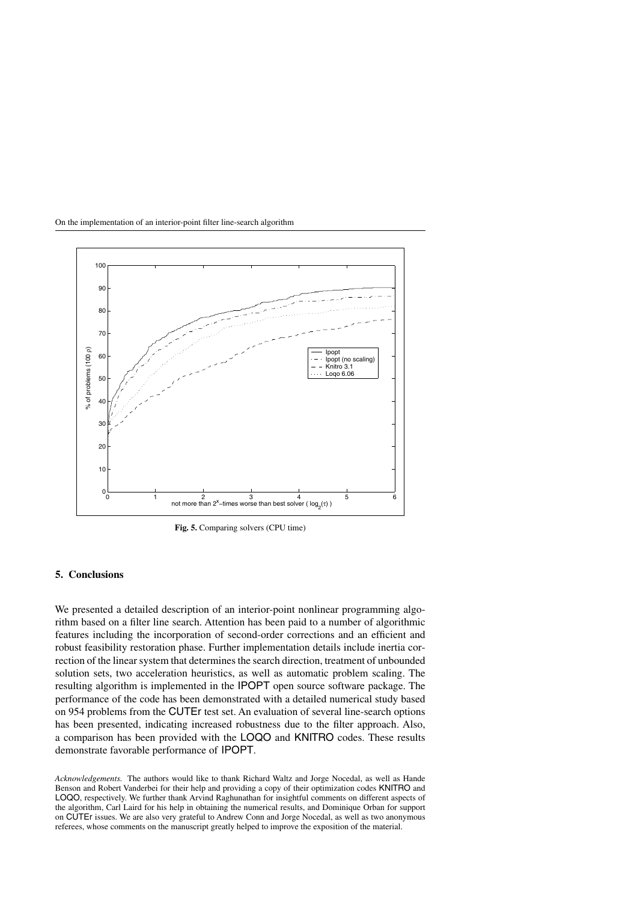Fig. 5. Comparing solvers (CPU time)

## 5. Conclusions

We presented a detailed description of an interior-point nonlinear programming algorithm based on a filter line search. Attention has been paid to a number of algorithmic features including the incorporation of second-order corrections and an efficient and robust feasibility restoration phase. Further implementation details include inertia correction of the linear system that determines the search direction, treatment of unbounded solution sets, two acceleration heuristics, as well as automatic problem scaling. The resulting algorithm is implemented in the IPOPT open source software package. The performance of the code has been demonstrated with a detailed numerical study based on 954 problems from the CUTEr test set. An evaluation of several line-search options has been presented, indicating increased robustness due to the filter approach. Also, a comparison has been provided with the LOQO and KNITRO codes. These results demonstrate favorable performance of IPOPT.

*Acknowledgements.* The authors would like to thank Richard Waltz and Jorge Nocedal, as well as Hande Benson and Robert Vanderbei for their help and providing a copy of their optimization codes KNITRO and LOQO, respectively. We further thank Arvind Raghunathan for insightful comments on different aspects of the algorithm, Carl Laird for his help in obtaining the numerical results, and Dominique Orban for support on CUTEr issues. We are also very grateful to Andrew Conn and Jorge Nocedal, as well as two anonymous referees, whose comments on the manuscript greatly helped to improve the exposition of the material.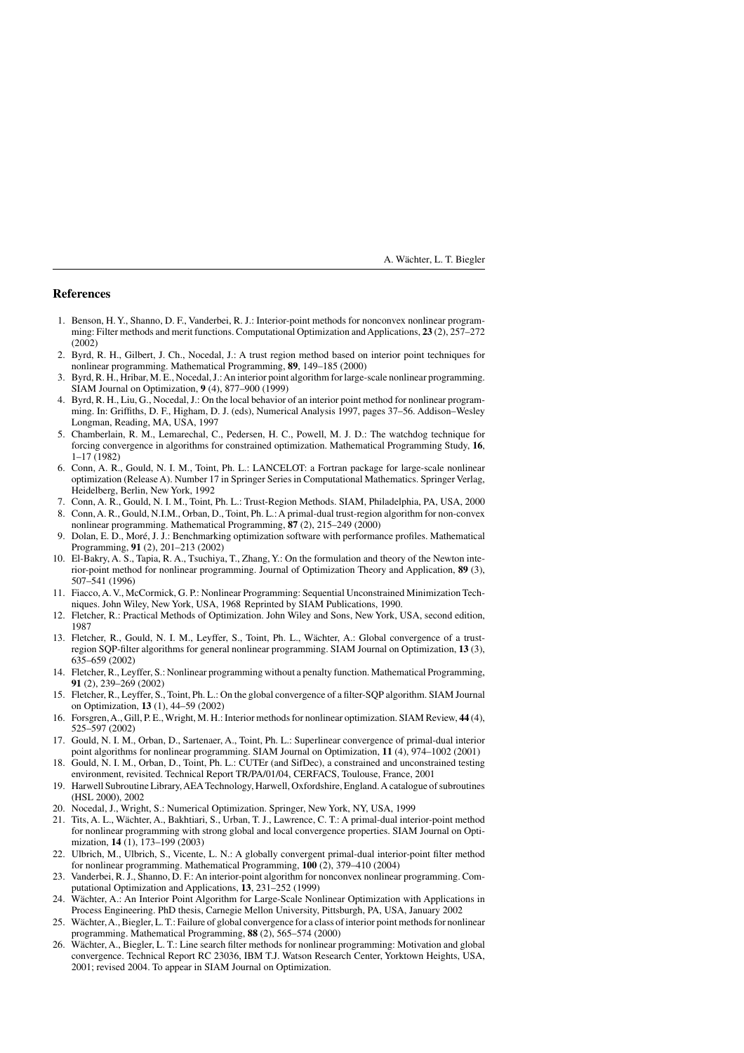## References

1. Benson, H. Y., Shanno, D. F., Vanderbei, R. J.: Interior-point methods for nonconvex nonlinear programming: Filter methods and merit functions. Computational Optimization and Applications, **23** (2), 257–272 (2002)
2. Byrd, R. H., Gilbert, J. Ch., Nocedal, J.: A trust region method based on interior point techniques for nonlinear programming. Mathematical Programming, **89**, 149–185 (2000)
3. Byrd, R. H., Hribar, M. E., Nocedal, J.: An interior point algorithm for large-scale nonlinear programming. SIAM Journal on Optimization, **9** (4), 877–900 (1999)
4. Byrd, R. H., Liu, G., Nocedal, J.: On the local behavior of an interior point method for nonlinear programming. In: Griffiths, D. F., Higham, D. J. (eds), Numerical Analysis 1997, pages 37–56. Addison–Wesley Longman, Reading, MA, USA, 1997
5. Chamberlain, R. M., Lemarechal, C., Pedersen, H. C., Powell, M. J. D.: The watchdog technique for forcing convergence in algorithms for constrained optimization. Mathematical Programming Study, **16**, 1–17 (1982)
6. Conn, A. R., Gould, N. I. M., Toint, Ph. L.: LANCELOT: a Fortran package for large-scale nonlinear optimization (Release A). Number 17 in Springer Series in Computational Mathematics. Springer Verlag, Heidelberg, Berlin, New York, 1992
7. Conn, A. R., Gould, N. I. M., Toint, Ph. L.: Trust-Region Methods. SIAM, Philadelphia, PA, USA, 2000
8. Conn, A. R., Gould, N.I.M., Orban, D., Toint, Ph. L.: A primal-dual trust-region algorithm for non-convex nonlinear programming. Mathematical Programming, **87** (2), 215–249 (2000)
9. Dolan, E. D., Moré, J. J.: Benchmarking optimization software with performance profiles. Mathematical Programming, **91** (2), 201–213 (2002)
10. El-Bakry, A. S., Tapia, R. A., Tsuchiya, T., Zhang, Y.: On the formulation and theory of the Newton interior-point method for nonlinear programming. Journal of Optimization Theory and Application, **89** (3), 507–541 (1996)
11. Fiacco, A. V., McCormick, G. P.: Nonlinear Programming: Sequential Unconstrained Minimization Techniques. John Wiley, New York, USA, 1968 Reprinted by SIAM Publications, 1990.
12. Fletcher, R.: Practical Methods of Optimization. John Wiley and Sons, New York, USA, second edition, 1987
13. Fletcher, R., Gould, N. I. M., Leyffer, S., Toint, Ph. L., Wächter, A.: Global convergence of a trust-region SQP-filter algorithms for general nonlinear programming. SIAM Journal on Optimization, **13** (3), 635–659 (2002)
14. Fletcher, R., Leyffer, S.: Nonlinear programming without a penalty function. Mathematical Programming, **91** (2), 239–269 (2002)
15. Fletcher, R., Leyffer, S., Toint, Ph. L.: On the global convergence of a filter-SQP algorithm. SIAM Journal on Optimization, **13** (1), 44–59 (2002)
16. Forsgren, A., Gill, P. E., Wright, M. H.: Interior methods for nonlinear optimization. SIAM Review, **44** (4), 525–597 (2002)
17. Gould, N. I. M., Orban, D., Sartenaer, A., Toint, Ph. L.: Superlinear convergence of primal-dual interior point algorithms for nonlinear programming. SIAM Journal on Optimization, **11** (4), 974–1002 (2001)
18. Gould, N. I. M., Orban, D., Toint, Ph. L.: CUTEr (and SifDec), a constrained and unconstrained testing environment, revisited. Technical Report TR/PA/01/04, CERFACS, Toulouse, France, 2001
19. Harwell Subroutine Library, AEA Technology, Harwell, Oxfordshire, England. A catalogue of subroutines (HSL 2000), 2002
20. Nocedal, J., Wright, S.: Numerical Optimization. Springer, New York, NY, USA, 1999
21. Tits, A. L., Wächter, A., Bakhtiari, S., Urban, T. J., Lawrence, C. T.: A primal-dual interior-point method for nonlinear programming with strong global and local convergence properties. SIAM Journal on Optimization, **14** (1), 173–199 (2003)
22. Ulbrich, M., Ulbrich, S., Vicente, L. N.: A globally convergent primal-dual interior-point filter method for nonlinear programming. Mathematical Programming, **100** (2), 379–410 (2004)
23. Vanderbei, R. J., Shanno, D. F.: An interior-point algorithm for nonconvex nonlinear programming. Computational Optimization and Applications, **13**, 231–252 (1999)
24. Wächter, A.: An Interior Point Algorithm for Large-Scale Nonlinear Optimization with Applications in Process Engineering. PhD thesis, Carnegie Mellon University, Pittsburgh, PA, USA, January 2002
25. Wächter, A., Biegler, L. T.: Failure of global convergence for a class of interior point methods for nonlinear programming. Mathematical Programming, **88** (2), 565–574 (2000)
26. Wächter, A., Biegler, L. T.: Line search filter methods for nonlinear programming: Motivation and global convergence. Technical Report RC 23036, IBM T.J. Watson Research Center, Yorktown Heights, USA, 2001; revised 2004. To appear in SIAM Journal on Optimization.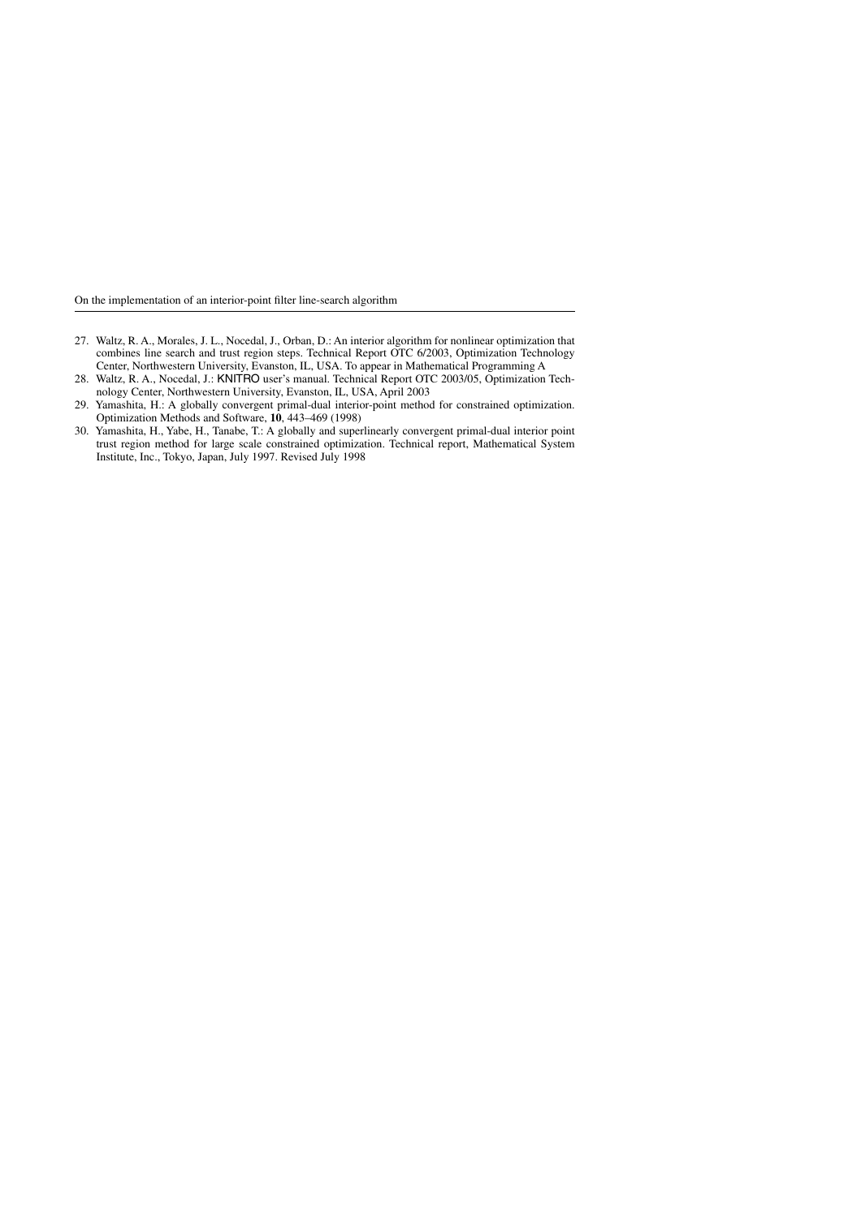27. Waltz, R. A., Morales, J. L., Nocedal, J., Orban, D.: An interior algorithm for nonlinear optimization that combines line search and trust region steps. Technical Report OTC 6/2003, Optimization Technology Center, Northwestern University, Evanston, IL, USA. To appear in Mathematical Programming A
28. Waltz, R. A., Nocedal, J.: KNITRO user's manual. Technical Report OTC 2003/05, Optimization Technology Center, Northwestern University, Evanston, IL, USA, April 2003
29. Yamashita, H.: A globally convergent primal-dual interior-point method for constrained optimization. Optimization Methods and Software, **10**, 443–469 (1998)
30. Yamashita, H., Yabe, H., Tanabe, T.: A globally and superlinearly convergent primal-dual interior point trust region method for large scale constrained optimization. Technical report, Mathematical System Institute, Inc., Tokyo, Japan, July 1997. Revised July 1998